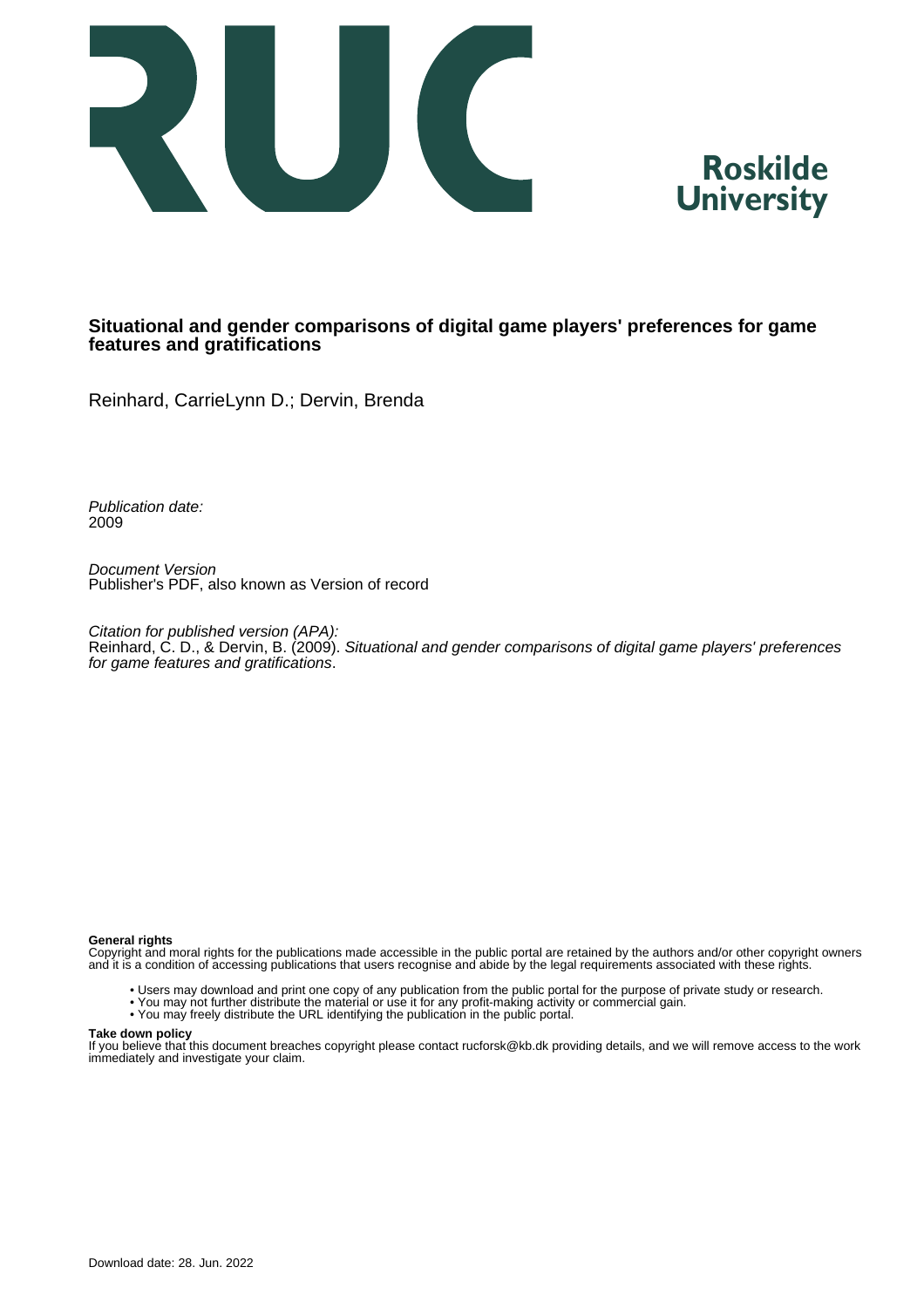RUC

**Roskilde University**

# Situational and gender comparisons of digital game players' preferences for game features and gratifications

Reinhard, CarrieLynn D.; Dervin, Brenda

*Publication date:*
2009

*Document Version*
Publisher's PDF, also known as Version of record

*Citation for published version (APA):*
Reinhard, C. D., & Dervin, B. (2009). *Situational and gender comparisons of digital game players' preferences for game features and gratifications*.

**General rights**
Copyright and moral rights for the publications made accessible in the public portal are retained by the authors and/or other copyright owners and it is a condition of accessing publications that users recognise and abide by the legal requirements associated with these rights.

- Users may download and print one copy of any publication from the public portal for the purpose of private study or research.
- You may not further distribute the material or use it for any profit-making activity or commercial gain.
- You may freely distribute the URL identifying the publication in the public portal.

**Take down policy**
If you believe that this document breaches copyright please contact rucforsk@kb.dk providing details, and we will remove access to the work immediately and investigate your claim.

Download date: 28. Jun. 2022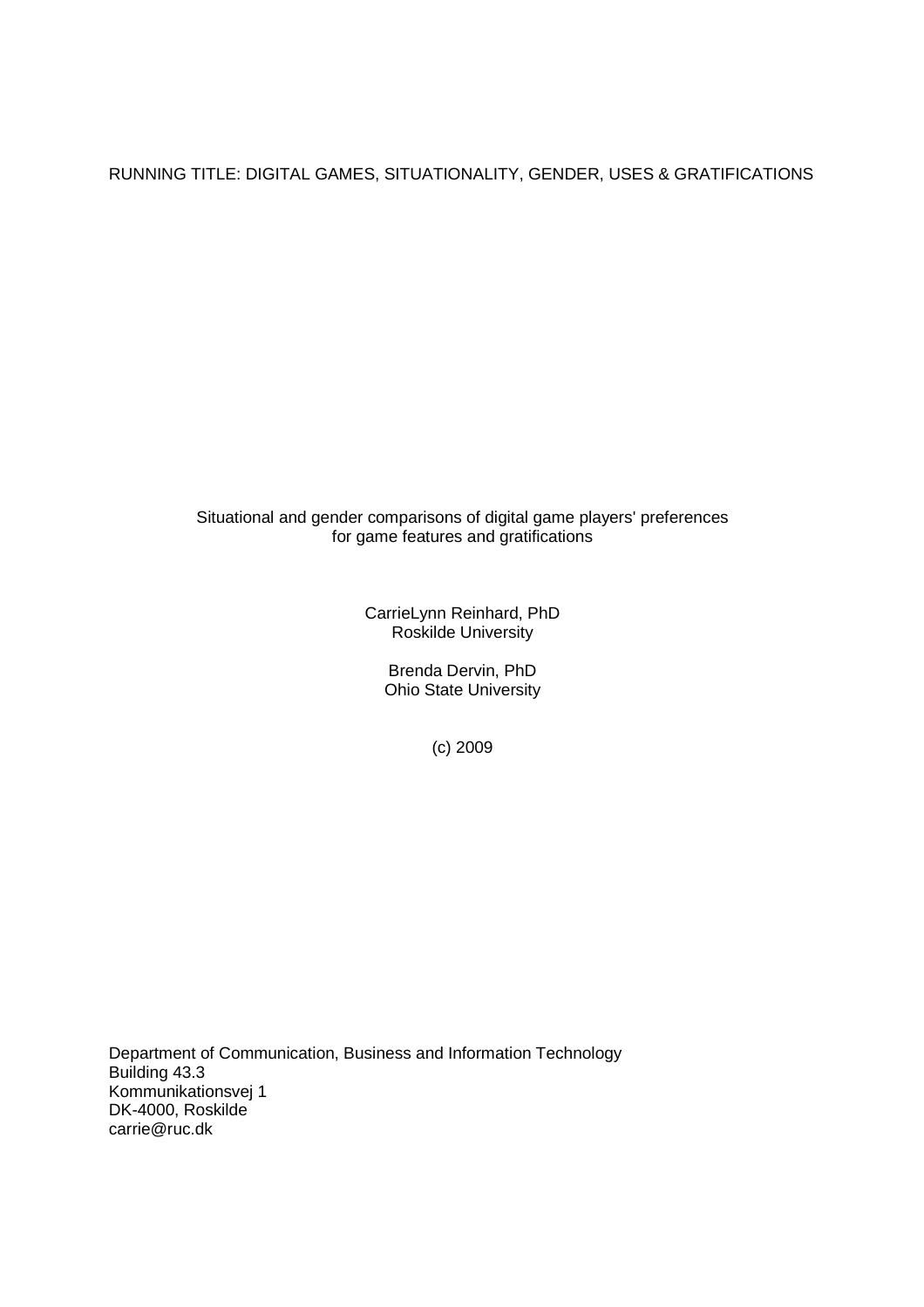RUNNING TITLE: DIGITAL GAMES, SITUATIONALITY, GENDER, USES & GRATIFICATIONS

Situational and gender comparisons of digital game players' preferences for game features and gratifications

CarrieLynn Reinhard, PhD
Roskilde University

Brenda Dervin, PhD
Ohio State University

(c) 2009

Department of Communication, Business and Information Technology
Building 43.3
Kommunikationsvej 1
DK-4000, Roskilde
carrie@ruc.dk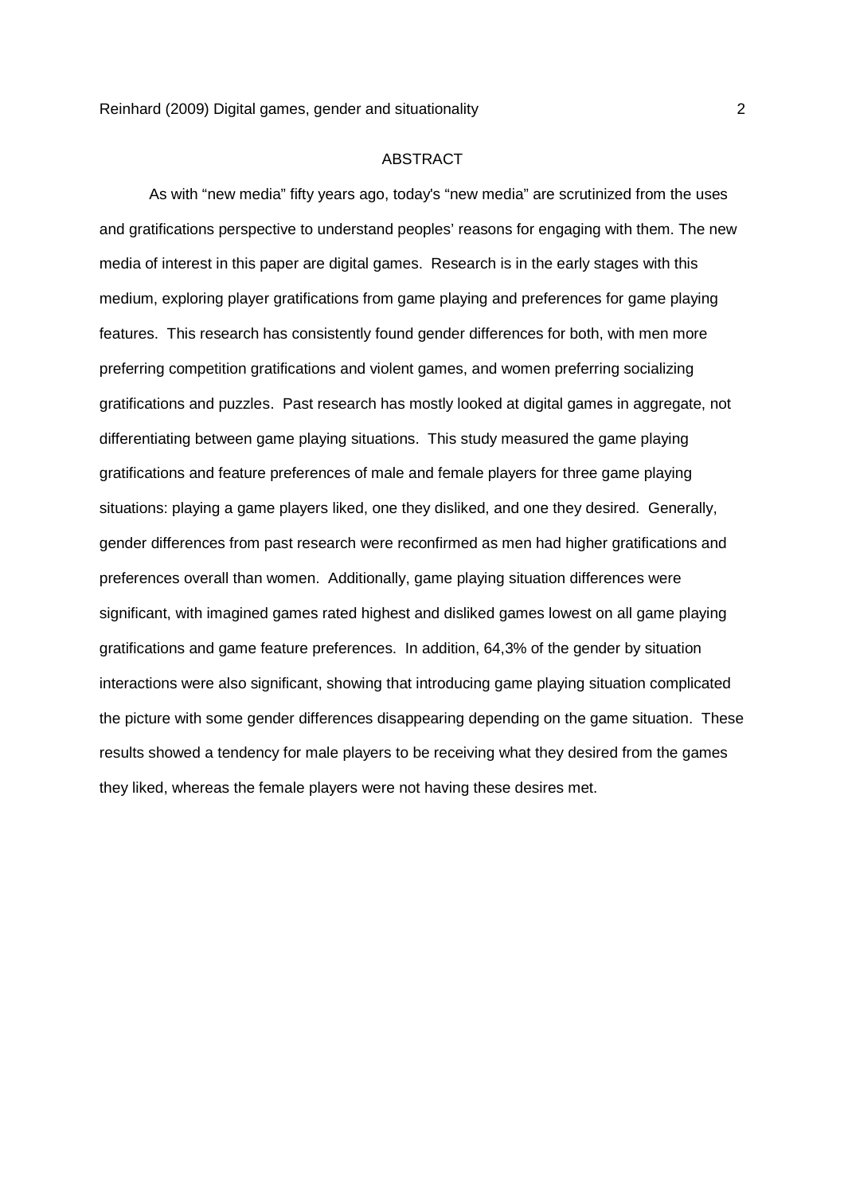# ABSTRACT

As with "new media" fifty years ago, today's "new media" are scrutinized from the uses and gratifications perspective to understand peoples' reasons for engaging with them. The new media of interest in this paper are digital games. Research is in the early stages with this medium, exploring player gratifications from game playing and preferences for game playing features. This research has consistently found gender differences for both, with men more preferring competition gratifications and violent games, and women preferring socializing gratifications and puzzles. Past research has mostly looked at digital games in aggregate, not differentiating between game playing situations. This study measured the game playing gratifications and feature preferences of male and female players for three game playing situations: playing a game players liked, one they disliked, and one they desired. Generally, gender differences from past research were reconfirmed as men had higher gratifications and preferences overall than women. Additionally, game playing situation differences were significant, with imagined games rated highest and disliked games lowest on all game playing gratifications and game feature preferences. In addition, 64,3% of the gender by situation interactions were also significant, showing that introducing game playing situation complicated the picture with some gender differences disappearing depending on the game situation. These results showed a tendency for male players to be receiving what they desired from the games they liked, whereas the female players were not having these desires met.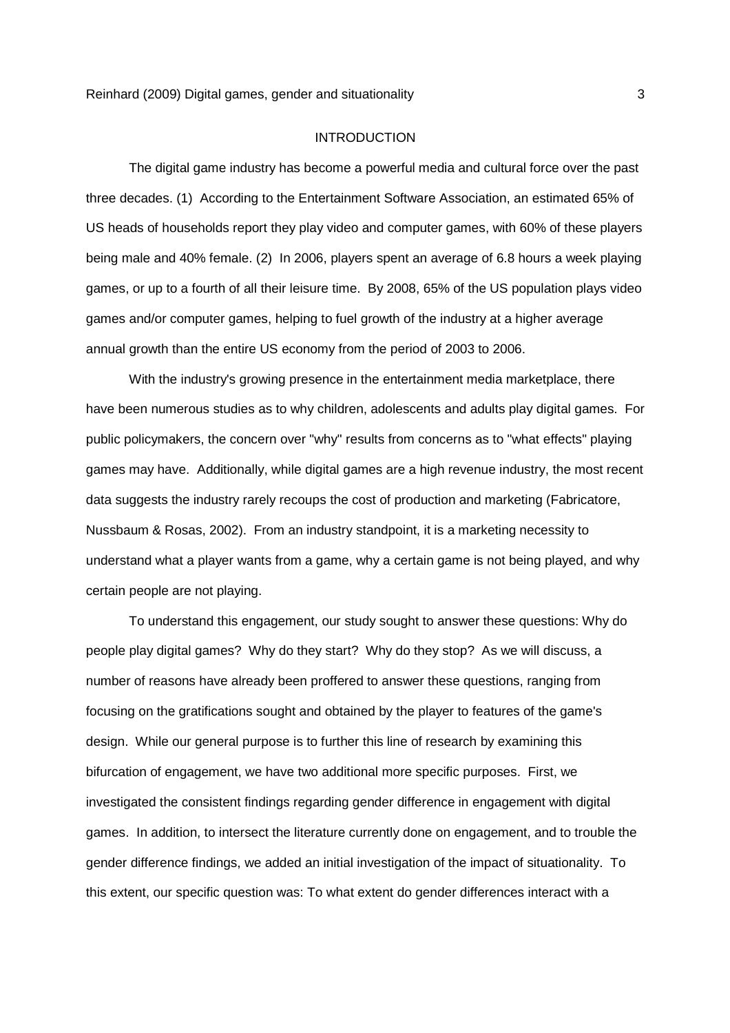## INTRODUCTION

The digital game industry has become a powerful media and cultural force over the past three decades. (1) According to the Entertainment Software Association, an estimated 65% of US heads of households report they play video and computer games, with 60% of these players being male and 40% female. (2) In 2006, players spent an average of 6.8 hours a week playing games, or up to a fourth of all their leisure time. By 2008, 65% of the US population plays video games and/or computer games, helping to fuel growth of the industry at a higher average annual growth than the entire US economy from the period of 2003 to 2006.

With the industry's growing presence in the entertainment media marketplace, there have been numerous studies as to why children, adolescents and adults play digital games. For public policymakers, the concern over "why" results from concerns as to "what effects" playing games may have. Additionally, while digital games are a high revenue industry, the most recent data suggests the industry rarely recoups the cost of production and marketing (Fabricatore, Nussbaum & Rosas, 2002). From an industry standpoint, it is a marketing necessity to understand what a player wants from a game, why a certain game is not being played, and why certain people are not playing.

To understand this engagement, our study sought to answer these questions: Why do people play digital games? Why do they start? Why do they stop? As we will discuss, a number of reasons have already been proffered to answer these questions, ranging from focusing on the gratifications sought and obtained by the player to features of the game's design. While our general purpose is to further this line of research by examining this bifurcation of engagement, we have two additional more specific purposes. First, we investigated the consistent findings regarding gender difference in engagement with digital games. In addition, to intersect the literature currently done on engagement, and to trouble the gender difference findings, we added an initial investigation of the impact of situationality. To this extent, our specific question was: To what extent do gender differences interact with a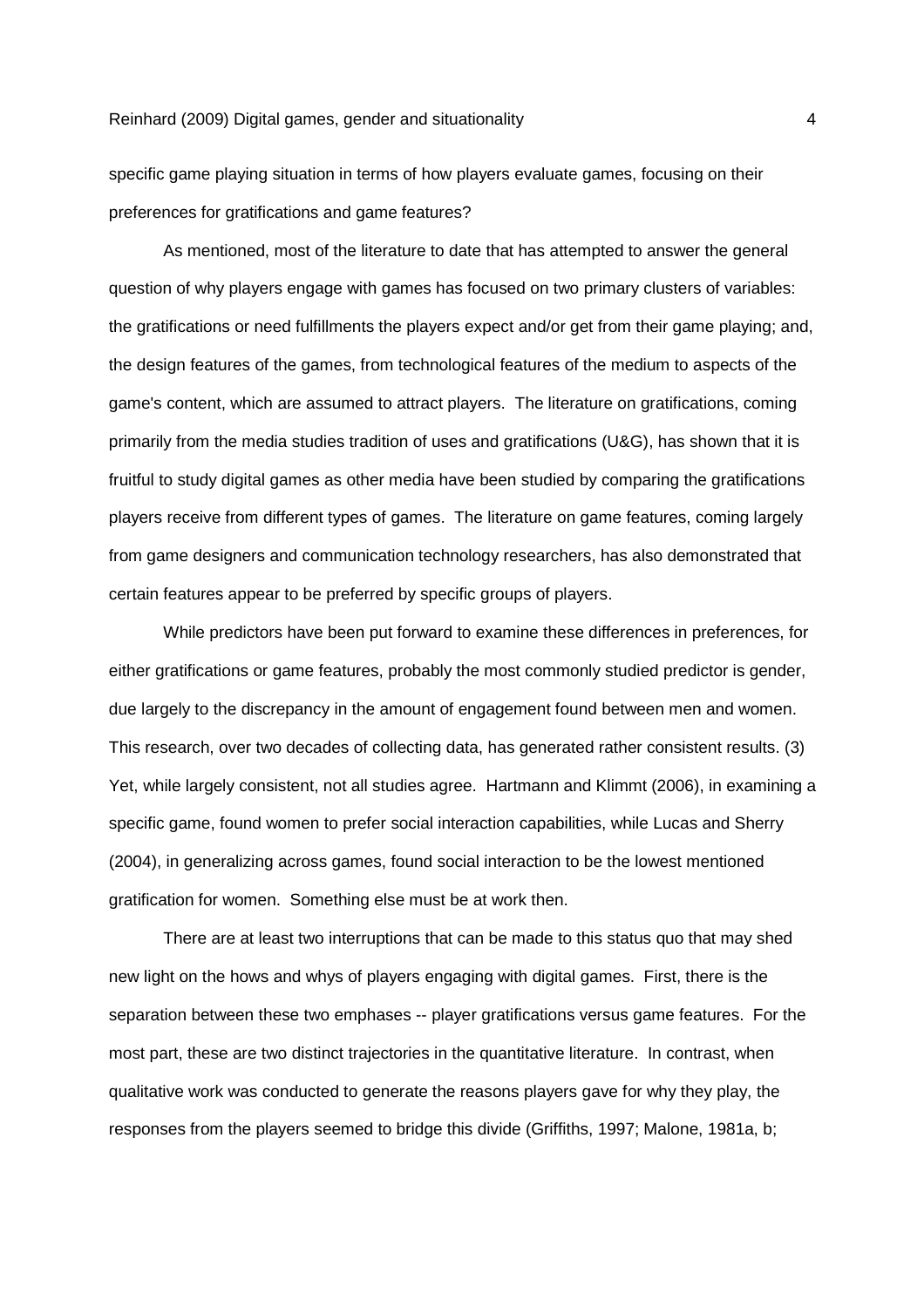specific game playing situation in terms of how players evaluate games, focusing on their preferences for gratifications and game features?

As mentioned, most of the literature to date that has attempted to answer the general question of why players engage with games has focused on two primary clusters of variables: the gratifications or need fulfillments the players expect and/or get from their game playing; and, the design features of the games, from technological features of the medium to aspects of the game's content, which are assumed to attract players. The literature on gratifications, coming primarily from the media studies tradition of uses and gratifications (U&G), has shown that it is fruitful to study digital games as other media have been studied by comparing the gratifications players receive from different types of games. The literature on game features, coming largely from game designers and communication technology researchers, has also demonstrated that certain features appear to be preferred by specific groups of players.

While predictors have been put forward to examine these differences in preferences, for either gratifications or game features, probably the most commonly studied predictor is gender, due largely to the discrepancy in the amount of engagement found between men and women. This research, over two decades of collecting data, has generated rather consistent results. (3) Yet, while largely consistent, not all studies agree. Hartmann and Klimmt (2006), in examining a specific game, found women to prefer social interaction capabilities, while Lucas and Sherry (2004), in generalizing across games, found social interaction to be the lowest mentioned gratification for women. Something else must be at work then.

There are at least two interruptions that can be made to this status quo that may shed new light on the hows and whys of players engaging with digital games. First, there is the separation between these two emphases -- player gratifications versus game features. For the most part, these are two distinct trajectories in the quantitative literature. In contrast, when qualitative work was conducted to generate the reasons players gave for why they play, the responses from the players seemed to bridge this divide (Griffiths, 1997; Malone, 1981a, b;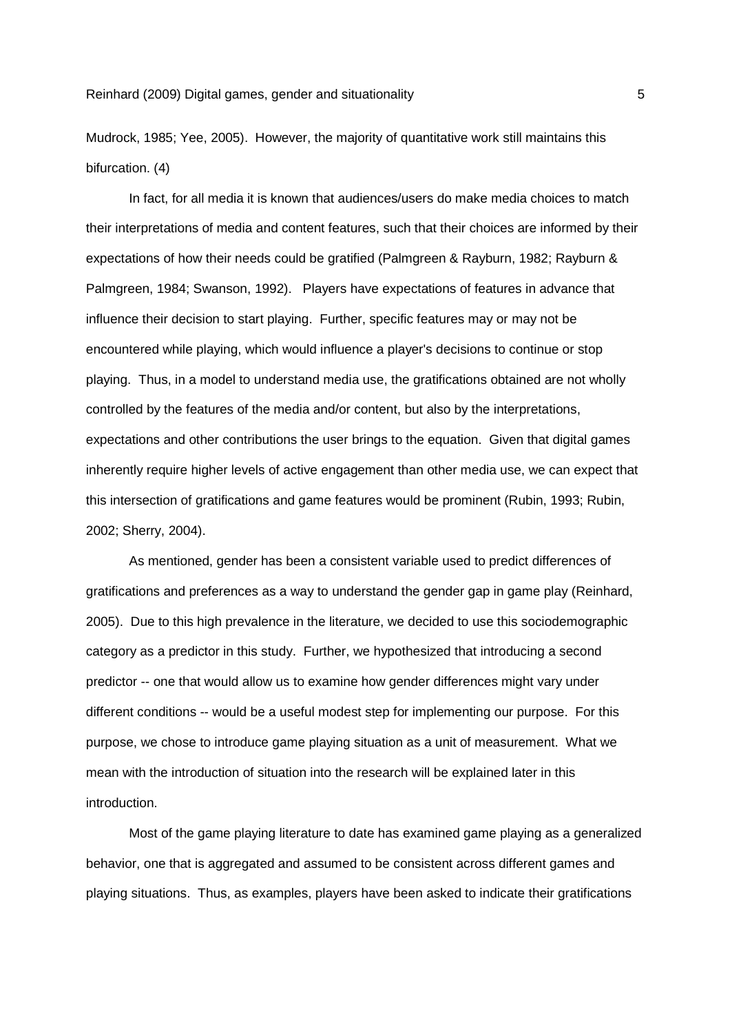Mudrock, 1985; Yee, 2005). However, the majority of quantitative work still maintains this bifurcation. (4)

In fact, for all media it is known that audiences/users do make media choices to match their interpretations of media and content features, such that their choices are informed by their expectations of how their needs could be gratified (Palmgreen & Rayburn, 1982; Rayburn & Palmgreen, 1984; Swanson, 1992). Players have expectations of features in advance that influence their decision to start playing. Further, specific features may or may not be encountered while playing, which would influence a player's decisions to continue or stop playing. Thus, in a model to understand media use, the gratifications obtained are not wholly controlled by the features of the media and/or content, but also by the interpretations, expectations and other contributions the user brings to the equation. Given that digital games inherently require higher levels of active engagement than other media use, we can expect that this intersection of gratifications and game features would be prominent (Rubin, 1993; Rubin, 2002; Sherry, 2004).

As mentioned, gender has been a consistent variable used to predict differences of gratifications and preferences as a way to understand the gender gap in game play (Reinhard, 2005). Due to this high prevalence in the literature, we decided to use this sociodemographic category as a predictor in this study. Further, we hypothesized that introducing a second predictor -- one that would allow us to examine how gender differences might vary under different conditions -- would be a useful modest step for implementing our purpose. For this purpose, we chose to introduce game playing situation as a unit of measurement. What we mean with the introduction of situation into the research will be explained later in this introduction.

Most of the game playing literature to date has examined game playing as a generalized behavior, one that is aggregated and assumed to be consistent across different games and playing situations. Thus, as examples, players have been asked to indicate their gratifications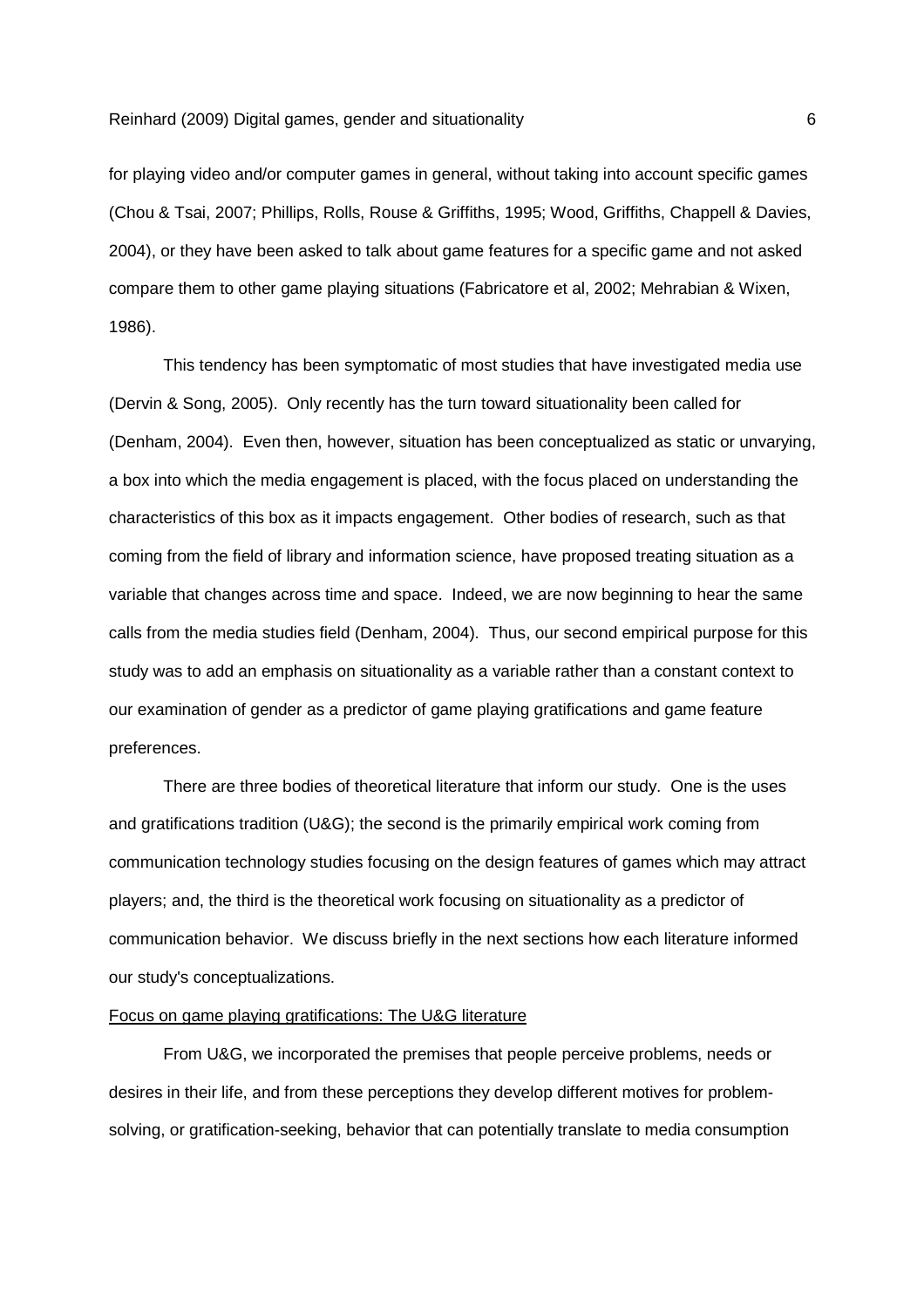for playing video and/or computer games in general, without taking into account specific games (Chou & Tsai, 2007; Phillips, Rolls, Rouse & Griffiths, 1995; Wood, Griffiths, Chappell & Davies, 2004), or they have been asked to talk about game features for a specific game and not asked compare them to other game playing situations (Fabricatore et al, 2002; Mehrabian & Wixen, 1986).

This tendency has been symptomatic of most studies that have investigated media use (Dervin & Song, 2005). Only recently has the turn toward situationality been called for (Denham, 2004). Even then, however, situation has been conceptualized as static or unvarying, a box into which the media engagement is placed, with the focus placed on understanding the characteristics of this box as it impacts engagement. Other bodies of research, such as that coming from the field of library and information science, have proposed treating situation as a variable that changes across time and space. Indeed, we are now beginning to hear the same calls from the media studies field (Denham, 2004). Thus, our second empirical purpose for this study was to add an emphasis on situationality as a variable rather than a constant context to our examination of gender as a predictor of game playing gratifications and game feature preferences.

There are three bodies of theoretical literature that inform our study. One is the uses and gratifications tradition (U&G); the second is the primarily empirical work coming from communication technology studies focusing on the design features of games which may attract players; and, the third is the theoretical work focusing on situationality as a predictor of communication behavior. We discuss briefly in the next sections how each literature informed our study's conceptualizations.

### Focus on game playing gratifications: The U&G literature

From U&G, we incorporated the premises that people perceive problems, needs or desires in their life, and from these perceptions they develop different motives for problem-solving, or gratification-seeking, behavior that can potentially translate to media consumption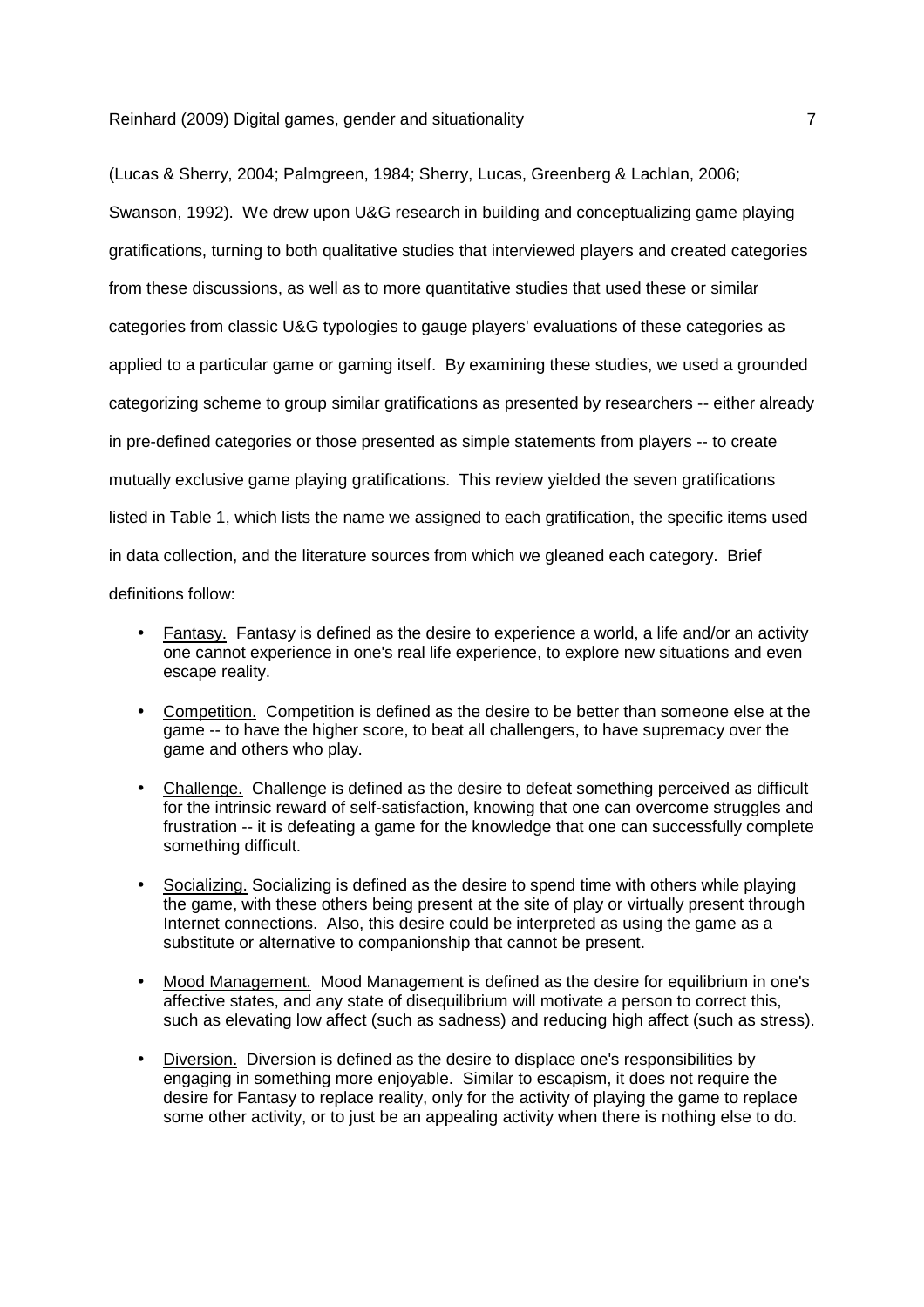(Lucas & Sherry, 2004; Palmgreen, 1984; Sherry, Lucas, Greenberg & Lachlan, 2006; Swanson, 1992). We drew upon U&G research in building and conceptualizing game playing gratifications, turning to both qualitative studies that interviewed players and created categories from these discussions, as well as to more quantitative studies that used these or similar categories from classic U&G typologies to gauge players' evaluations of these categories as applied to a particular game or gaming itself. By examining these studies, we used a grounded categorizing scheme to group similar gratifications as presented by researchers -- either already in pre-defined categories or those presented as simple statements from players -- to create mutually exclusive game playing gratifications. This review yielded the seven gratifications listed in Table 1, which lists the name we assigned to each gratification, the specific items used in data collection, and the literature sources from which we gleaned each category. Brief definitions follow:

- Fantasy. Fantasy is defined as the desire to experience a world, a life and/or an activity one cannot experience in one's real life experience, to explore new situations and even escape reality.
- Competition. Competition is defined as the desire to be better than someone else at the game -- to have the higher score, to beat all challengers, to have supremacy over the game and others who play.
- Challenge. Challenge is defined as the desire to defeat something perceived as difficult for the intrinsic reward of self-satisfaction, knowing that one can overcome struggles and frustration -- it is defeating a game for the knowledge that one can successfully complete something difficult.
- Socializing. Socializing is defined as the desire to spend time with others while playing the game, with these others being present at the site of play or virtually present through Internet connections. Also, this desire could be interpreted as using the game as a substitute or alternative to companionship that cannot be present.
- Mood Management. Mood Management is defined as the desire for equilibrium in one's affective states, and any state of disequilibrium will motivate a person to correct this, such as elevating low affect (such as sadness) and reducing high affect (such as stress).
- Diversion. Diversion is defined as the desire to displace one's responsibilities by engaging in something more enjoyable. Similar to escapism, it does not require the desire for Fantasy to replace reality, only for the activity of playing the game to replace some other activity, or to just be an appealing activity when there is nothing else to do.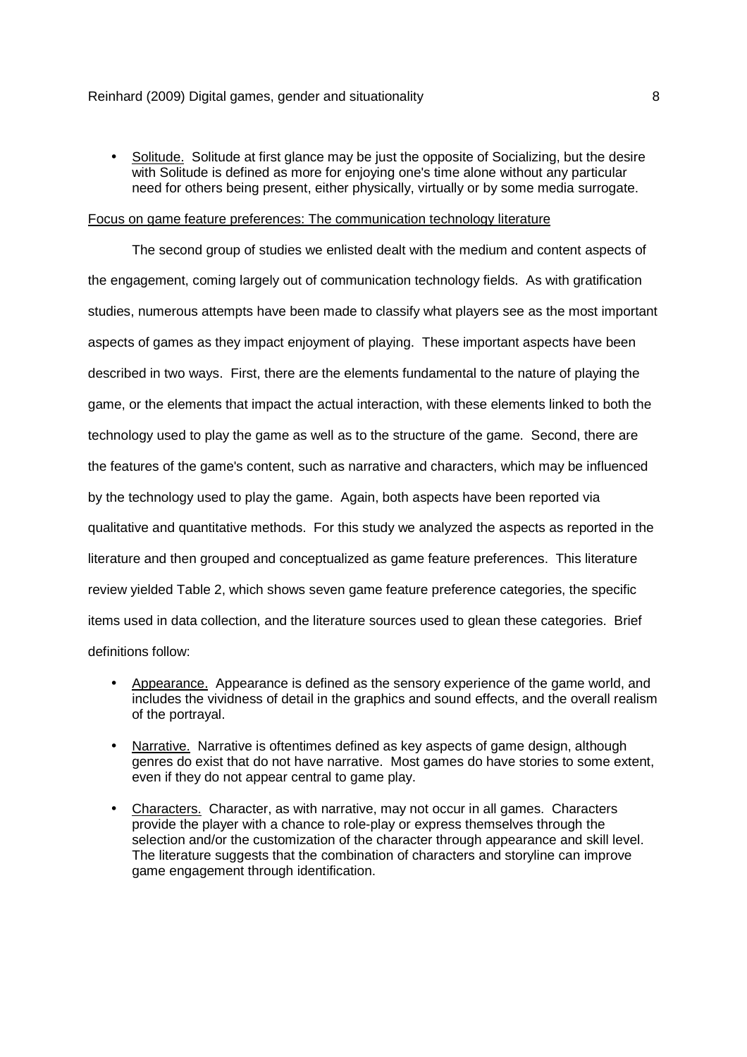- Solitude. Solitude at first glance may be just the opposite of Socializing, but the desire with Solitude is defined as more for enjoying one's time alone without any particular need for others being present, either physically, virtually or by some media surrogate.

Focus on game feature preferences: The communication technology literature

The second group of studies we enlisted dealt with the medium and content aspects of the engagement, coming largely out of communication technology fields. As with gratification studies, numerous attempts have been made to classify what players see as the most important aspects of games as they impact enjoyment of playing. These important aspects have been described in two ways. First, there are the elements fundamental to the nature of playing the game, or the elements that impact the actual interaction, with these elements linked to both the technology used to play the game as well as to the structure of the game. Second, there are the features of the game's content, such as narrative and characters, which may be influenced by the technology used to play the game. Again, both aspects have been reported via qualitative and quantitative methods. For this study we analyzed the aspects as reported in the literature and then grouped and conceptualized as game feature preferences. This literature review yielded Table 2, which shows seven game feature preference categories, the specific items used in data collection, and the literature sources used to glean these categories. Brief definitions follow:

- Appearance. Appearance is defined as the sensory experience of the game world, and includes the vividness of detail in the graphics and sound effects, and the overall realism of the portrayal.
- Narrative. Narrative is oftentimes defined as key aspects of game design, although genres do exist that do not have narrative. Most games do have stories to some extent, even if they do not appear central to game play.
- Characters. Character, as with narrative, may not occur in all games. Characters provide the player with a chance to role-play or express themselves through the selection and/or the customization of the character through appearance and skill level. The literature suggests that the combination of characters and storyline can improve game engagement through identification.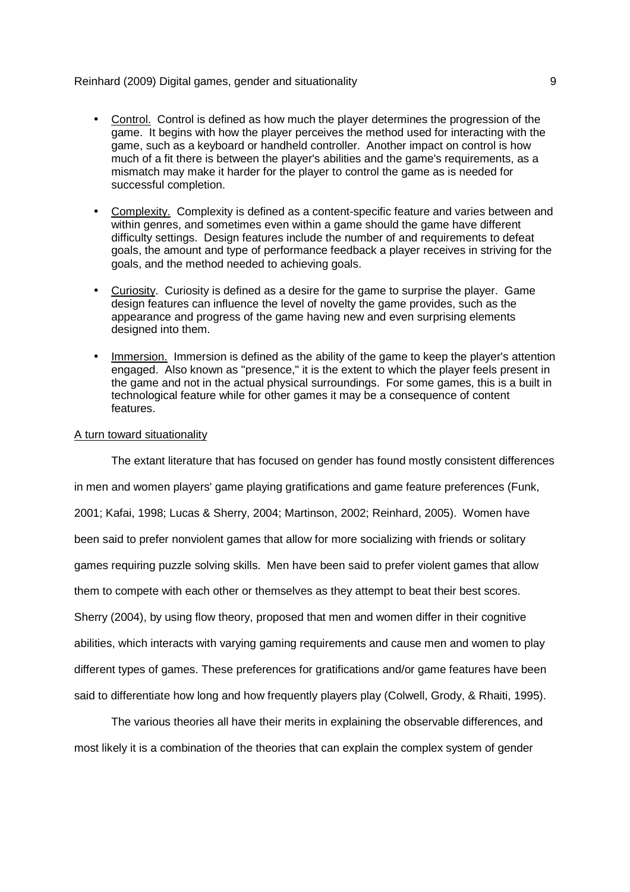- Control. Control is defined as how much the player determines the progression of the game. It begins with how the player perceives the method used for interacting with the game, such as a keyboard or handheld controller. Another impact on control is how much of a fit there is between the player's abilities and the game's requirements, as a mismatch may make it harder for the player to control the game as is needed for successful completion.

- Complexity. Complexity is defined as a content-specific feature and varies between and within genres, and sometimes even within a game should the game have different difficulty settings. Design features include the number of and requirements to defeat goals, the amount and type of performance feedback a player receives in striving for the goals, and the method needed to achieving goals.

- Curiosity. Curiosity is defined as a desire for the game to surprise the player. Game design features can influence the level of novelty the game provides, such as the appearance and progress of the game having new and even surprising elements designed into them.

- Immersion. Immersion is defined as the ability of the game to keep the player's attention engaged. Also known as "presence," it is the extent to which the player feels present in the game and not in the actual physical surroundings. For some games, this is a built in technological feature while for other games it may be a consequence of content features.

## A turn toward situationality

The extant literature that has focused on gender has found mostly consistent differences in men and women players' game playing gratifications and game feature preferences (Funk, 2001; Kafai, 1998; Lucas & Sherry, 2004; Martinson, 2002; Reinhard, 2005). Women have been said to prefer nonviolent games that allow for more socializing with friends or solitary games requiring puzzle solving skills. Men have been said to prefer violent games that allow them to compete with each other or themselves as they attempt to beat their best scores. Sherry (2004), by using flow theory, proposed that men and women differ in their cognitive abilities, which interacts with varying gaming requirements and cause men and women to play different types of games. These preferences for gratifications and/or game features have been said to differentiate how long and how frequently players play (Colwell, Grody, & Rhaiti, 1995).

The various theories all have their merits in explaining the observable differences, and most likely it is a combination of the theories that can explain the complex system of gender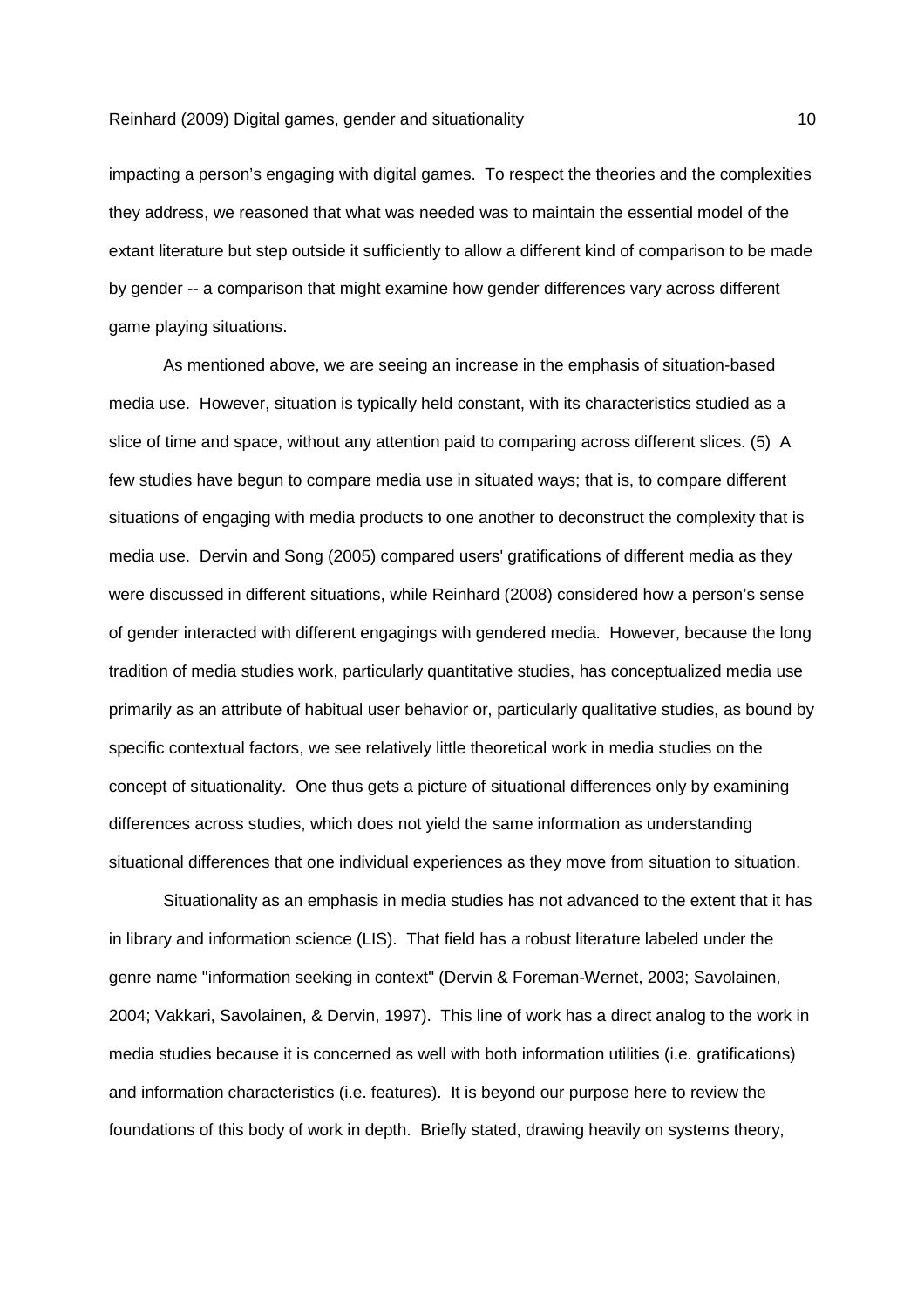impacting a person's engaging with digital games. To respect the theories and the complexities they address, we reasoned that what was needed was to maintain the essential model of the extant literature but step outside it sufficiently to allow a different kind of comparison to be made by gender -- a comparison that might examine how gender differences vary across different game playing situations.

As mentioned above, we are seeing an increase in the emphasis of situation-based media use. However, situation is typically held constant, with its characteristics studied as a slice of time and space, without any attention paid to comparing across different slices. (5) A few studies have begun to compare media use in situated ways; that is, to compare different situations of engaging with media products to one another to deconstruct the complexity that is media use. Dervin and Song (2005) compared users' gratifications of different media as they were discussed in different situations, while Reinhard (2008) considered how a person's sense of gender interacted with different engagings with gendered media. However, because the long tradition of media studies work, particularly quantitative studies, has conceptualized media use primarily as an attribute of habitual user behavior or, particularly qualitative studies, as bound by specific contextual factors, we see relatively little theoretical work in media studies on the concept of situationality. One thus gets a picture of situational differences only by examining differences across studies, which does not yield the same information as understanding situational differences that one individual experiences as they move from situation to situation.

Situationality as an emphasis in media studies has not advanced to the extent that it has in library and information science (LIS). That field has a robust literature labeled under the genre name "information seeking in context" (Dervin & Foreman-Wernet, 2003; Savolainen, 2004; Vakkari, Savolainen, & Dervin, 1997). This line of work has a direct analog to the work in media studies because it is concerned as well with both information utilities (i.e. gratifications) and information characteristics (i.e. features). It is beyond our purpose here to review the foundations of this body of work in depth. Briefly stated, drawing heavily on systems theory,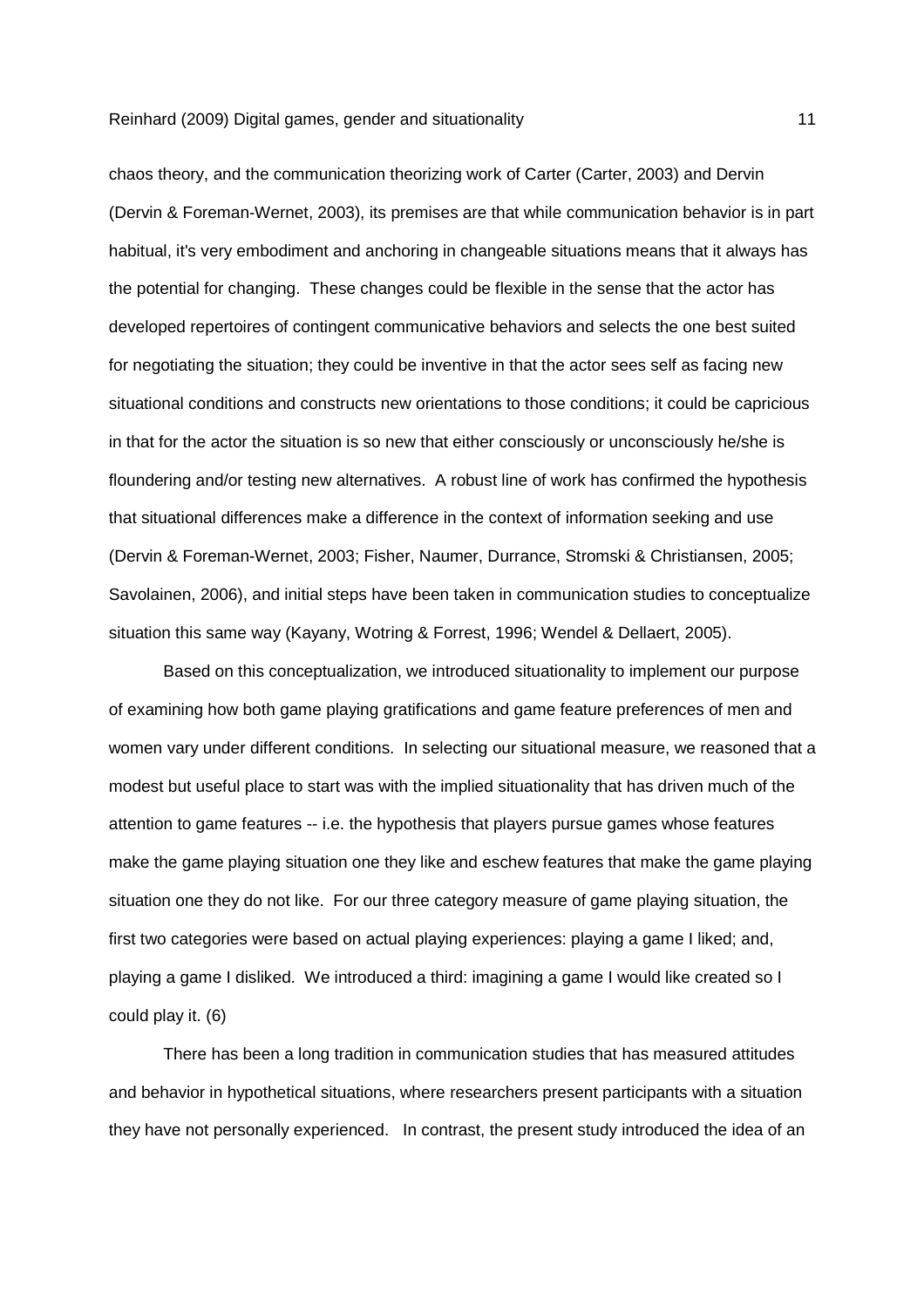chaos theory, and the communication theorizing work of Carter (Carter, 2003) and Dervin (Dervin & Foreman-Wernet, 2003), its premises are that while communication behavior is in part habitual, it's very embodiment and anchoring in changeable situations means that it always has the potential for changing. These changes could be flexible in the sense that the actor has developed repertoires of contingent communicative behaviors and selects the one best suited for negotiating the situation; they could be inventive in that the actor sees self as facing new situational conditions and constructs new orientations to those conditions; it could be capricious in that for the actor the situation is so new that either consciously or unconsciously he/she is floundering and/or testing new alternatives. A robust line of work has confirmed the hypothesis that situational differences make a difference in the context of information seeking and use (Dervin & Foreman-Wernet, 2003; Fisher, Naumer, Durrance, Stromski & Christiansen, 2005; Savolainen, 2006), and initial steps have been taken in communication studies to conceptualize situation this same way (Kayany, Wotring & Forrest, 1996; Wendel & Dellaert, 2005).

Based on this conceptualization, we introduced situationality to implement our purpose of examining how both game playing gratifications and game feature preferences of men and women vary under different conditions. In selecting our situational measure, we reasoned that a modest but useful place to start was with the implied situationality that has driven much of the attention to game features -- i.e. the hypothesis that players pursue games whose features make the game playing situation one they like and eschew features that make the game playing situation one they do not like. For our three category measure of game playing situation, the first two categories were based on actual playing experiences: playing a game I liked; and, playing a game I disliked. We introduced a third: imagining a game I would like created so I could play it. (6)

There has been a long tradition in communication studies that has measured attitudes and behavior in hypothetical situations, where researchers present participants with a situation they have not personally experienced. In contrast, the present study introduced the idea of an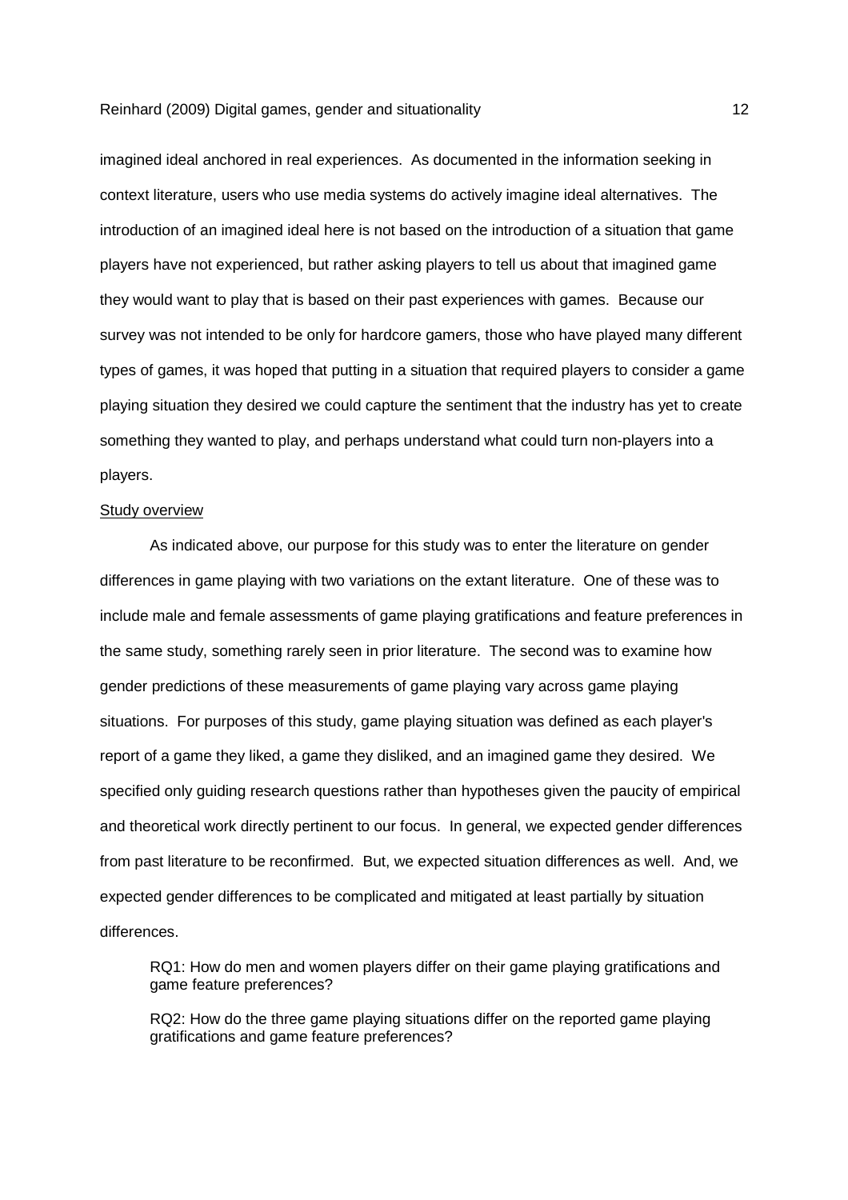imagined ideal anchored in real experiences. As documented in the information seeking in context literature, users who use media systems do actively imagine ideal alternatives. The introduction of an imagined ideal here is not based on the introduction of a situation that game players have not experienced, but rather asking players to tell us about that imagined game they would want to play that is based on their past experiences with games. Because our survey was not intended to be only for hardcore gamers, those who have played many different types of games, it was hoped that putting in a situation that required players to consider a game playing situation they desired we could capture the sentiment that the industry has yet to create something they wanted to play, and perhaps understand what could turn non-players into a players.

Study overview

As indicated above, our purpose for this study was to enter the literature on gender differences in game playing with two variations on the extant literature. One of these was to include male and female assessments of game playing gratifications and feature preferences in the same study, something rarely seen in prior literature. The second was to examine how gender predictions of these measurements of game playing vary across game playing situations. For purposes of this study, game playing situation was defined as each player's report of a game they liked, a game they disliked, and an imagined game they desired. We specified only guiding research questions rather than hypotheses given the paucity of empirical and theoretical work directly pertinent to our focus. In general, we expected gender differences from past literature to be reconfirmed. But, we expected situation differences as well. And, we expected gender differences to be complicated and mitigated at least partially by situation differences.

RQ1: How do men and women players differ on their game playing gratifications and game feature preferences?

RQ2: How do the three game playing situations differ on the reported game playing gratifications and game feature preferences?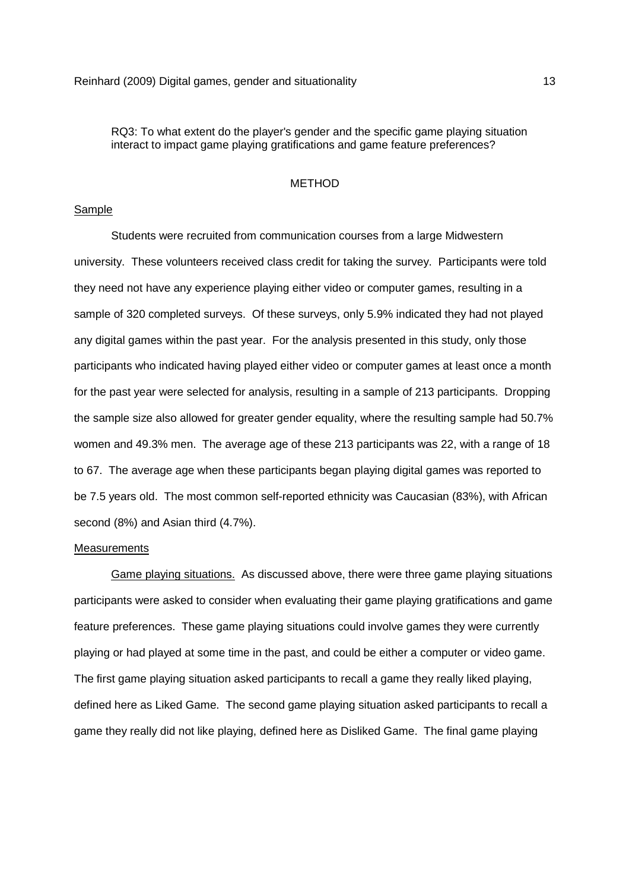RQ3: To what extent do the player's gender and the specific game playing situation interact to impact game playing gratifications and game feature preferences?

## METHOD

### Sample

Students were recruited from communication courses from a large Midwestern university. These volunteers received class credit for taking the survey. Participants were told they need not have any experience playing either video or computer games, resulting in a sample of 320 completed surveys. Of these surveys, only 5.9% indicated they had not played any digital games within the past year. For the analysis presented in this study, only those participants who indicated having played either video or computer games at least once a month for the past year were selected for analysis, resulting in a sample of 213 participants. Dropping the sample size also allowed for greater gender equality, where the resulting sample had 50.7% women and 49.3% men. The average age of these 213 participants was 22, with a range of 18 to 67. The average age when these participants began playing digital games was reported to be 7.5 years old. The most common self-reported ethnicity was Caucasian (83%), with African second (8%) and Asian third (4.7%).

### Measurements

Game playing situations. As discussed above, there were three game playing situations participants were asked to consider when evaluating their game playing gratifications and game feature preferences. These game playing situations could involve games they were currently playing or had played at some time in the past, and could be either a computer or video game. The first game playing situation asked participants to recall a game they really liked playing, defined here as Liked Game. The second game playing situation asked participants to recall a game they really did not like playing, defined here as Disliked Game. The final game playing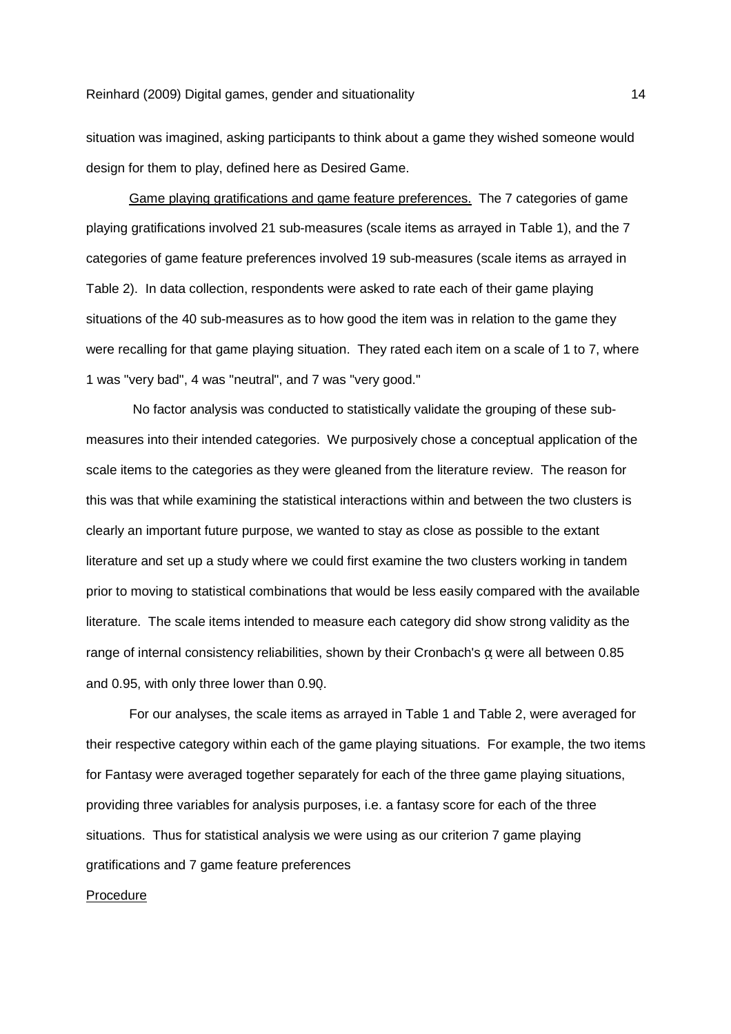situation was imagined, asking participants to think about a game they wished someone would design for them to play, defined here as Desired Game.

Game playing gratifications and game feature preferences. The 7 categories of game playing gratifications involved 21 sub-measures (scale items as arrayed in Table 1), and the 7 categories of game feature preferences involved 19 sub-measures (scale items as arrayed in Table 2). In data collection, respondents were asked to rate each of their game playing situations of the 40 sub-measures as to how good the item was in relation to the game they were recalling for that game playing situation. They rated each item on a scale of 1 to 7, where 1 was "very bad", 4 was "neutral", and 7 was "very good."

No factor analysis was conducted to statistically validate the grouping of these sub-measures into their intended categories. We purposively chose a conceptual application of the scale items to the categories as they were gleaned from the literature review. The reason for this was that while examining the statistical interactions within and between the two clusters is clearly an important future purpose, we wanted to stay as close as possible to the extant literature and set up a study where we could first examine the two clusters working in tandem prior to moving to statistical combinations that would be less easily compared with the available literature. The scale items intended to measure each category did show strong validity as the range of internal consistency reliabilities, shown by their Cronbach's $\alpha$ were all between 0.85 and 0.95, with only three lower than 0.90.

For our analyses, the scale items as arrayed in Table 1 and Table 2, were averaged for their respective category within each of the game playing situations. For example, the two items for Fantasy were averaged together separately for each of the three game playing situations, providing three variables for analysis purposes, i.e. a fantasy score for each of the three situations. Thus for statistical analysis we were using as our criterion 7 game playing gratifications and 7 game feature preferences

Procedure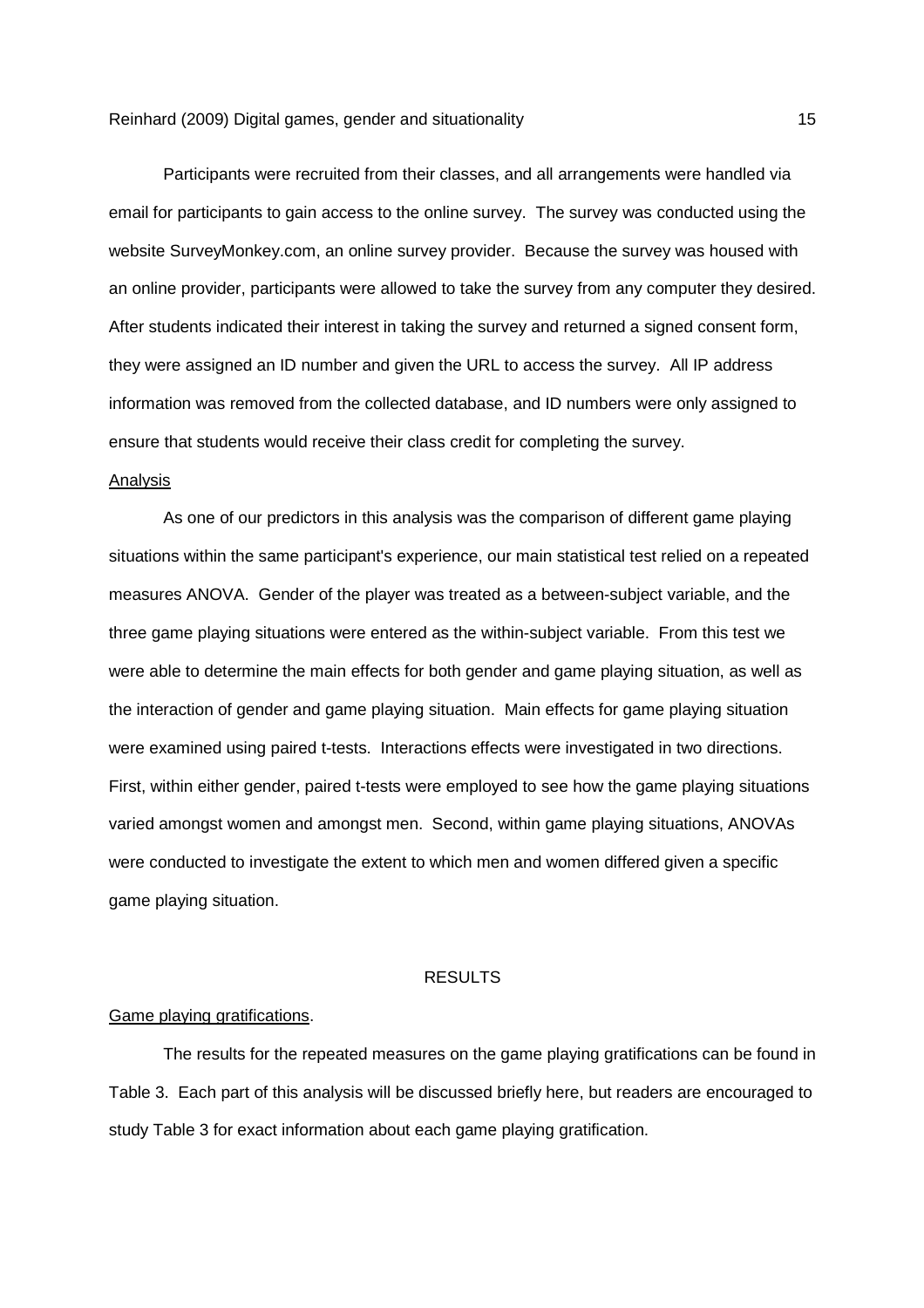Participants were recruited from their classes, and all arrangements were handled via email for participants to gain access to the online survey. The survey was conducted using the website SurveyMonkey.com, an online survey provider. Because the survey was housed with an online provider, participants were allowed to take the survey from any computer they desired. After students indicated their interest in taking the survey and returned a signed consent form, they were assigned an ID number and given the URL to access the survey. All IP address information was removed from the collected database, and ID numbers were only assigned to ensure that students would receive their class credit for completing the survey.

### Analysis

As one of our predictors in this analysis was the comparison of different game playing situations within the same participant's experience, our main statistical test relied on a repeated measures ANOVA. Gender of the player was treated as a between-subject variable, and the three game playing situations were entered as the within-subject variable. From this test we were able to determine the main effects for both gender and game playing situation, as well as the interaction of gender and game playing situation. Main effects for game playing situation were examined using paired t-tests. Interactions effects were investigated in two directions. First, within either gender, paired t-tests were employed to see how the game playing situations varied amongst women and amongst men. Second, within game playing situations, ANOVAs were conducted to investigate the extent to which men and women differed given a specific game playing situation.

## RESULTS

### Game playing gratifications.

The results for the repeated measures on the game playing gratifications can be found in Table 3. Each part of this analysis will be discussed briefly here, but readers are encouraged to study Table 3 for exact information about each game playing gratification.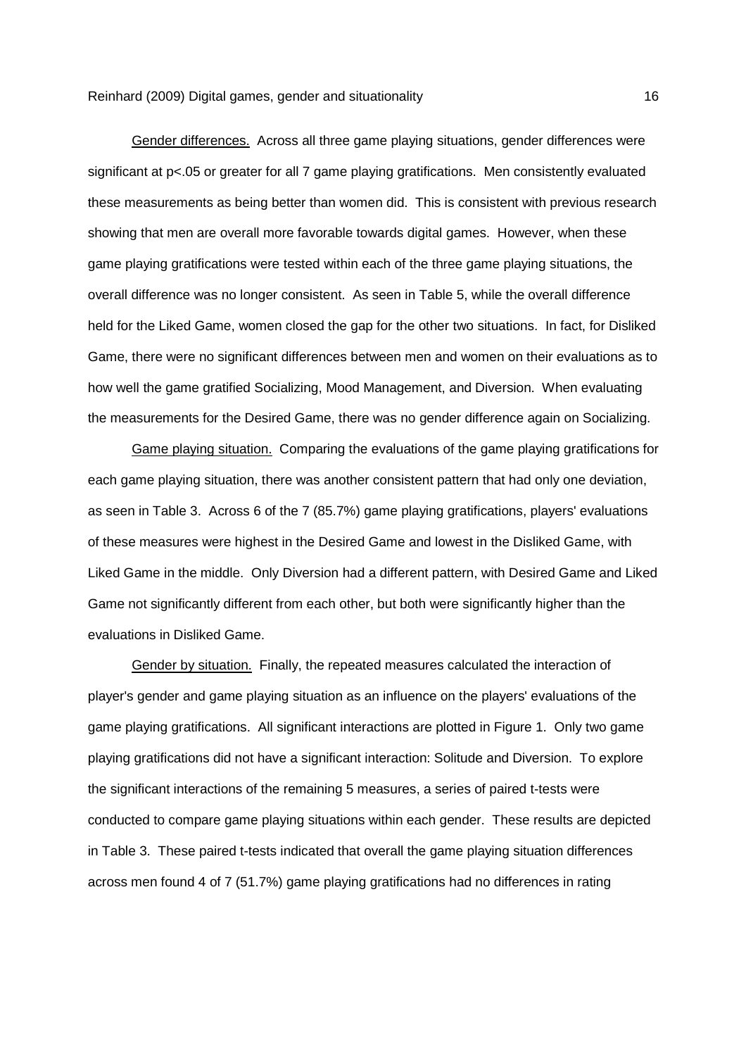Gender differences. Across all three game playing situations, gender differences were significant at $p<.05$ or greater for all 7 game playing gratifications. Men consistently evaluated these measurements as being better than women did. This is consistent with previous research showing that men are overall more favorable towards digital games. However, when these game playing gratifications were tested within each of the three game playing situations, the overall difference was no longer consistent. As seen in Table 5, while the overall difference held for the Liked Game, women closed the gap for the other two situations. In fact, for Disliked Game, there were no significant differences between men and women on their evaluations as to how well the game gratified Socializing, Mood Management, and Diversion. When evaluating the measurements for the Desired Game, there was no gender difference again on Socializing.

Game playing situation. Comparing the evaluations of the game playing gratifications for each game playing situation, there was another consistent pattern that had only one deviation, as seen in Table 3. Across 6 of the 7 (85.7%) game playing gratifications, players' evaluations of these measures were highest in the Desired Game and lowest in the Disliked Game, with Liked Game in the middle. Only Diversion had a different pattern, with Desired Game and Liked Game not significantly different from each other, but both were significantly higher than the evaluations in Disliked Game.

Gender by situation. Finally, the repeated measures calculated the interaction of player's gender and game playing situation as an influence on the players' evaluations of the game playing gratifications. All significant interactions are plotted in Figure 1. Only two game playing gratifications did not have a significant interaction: Solitude and Diversion. To explore the significant interactions of the remaining 5 measures, a series of paired t-tests were conducted to compare game playing situations within each gender. These results are depicted in Table 3. These paired t-tests indicated that overall the game playing situation differences across men found 4 of 7 (51.7%) game playing gratifications had no differences in rating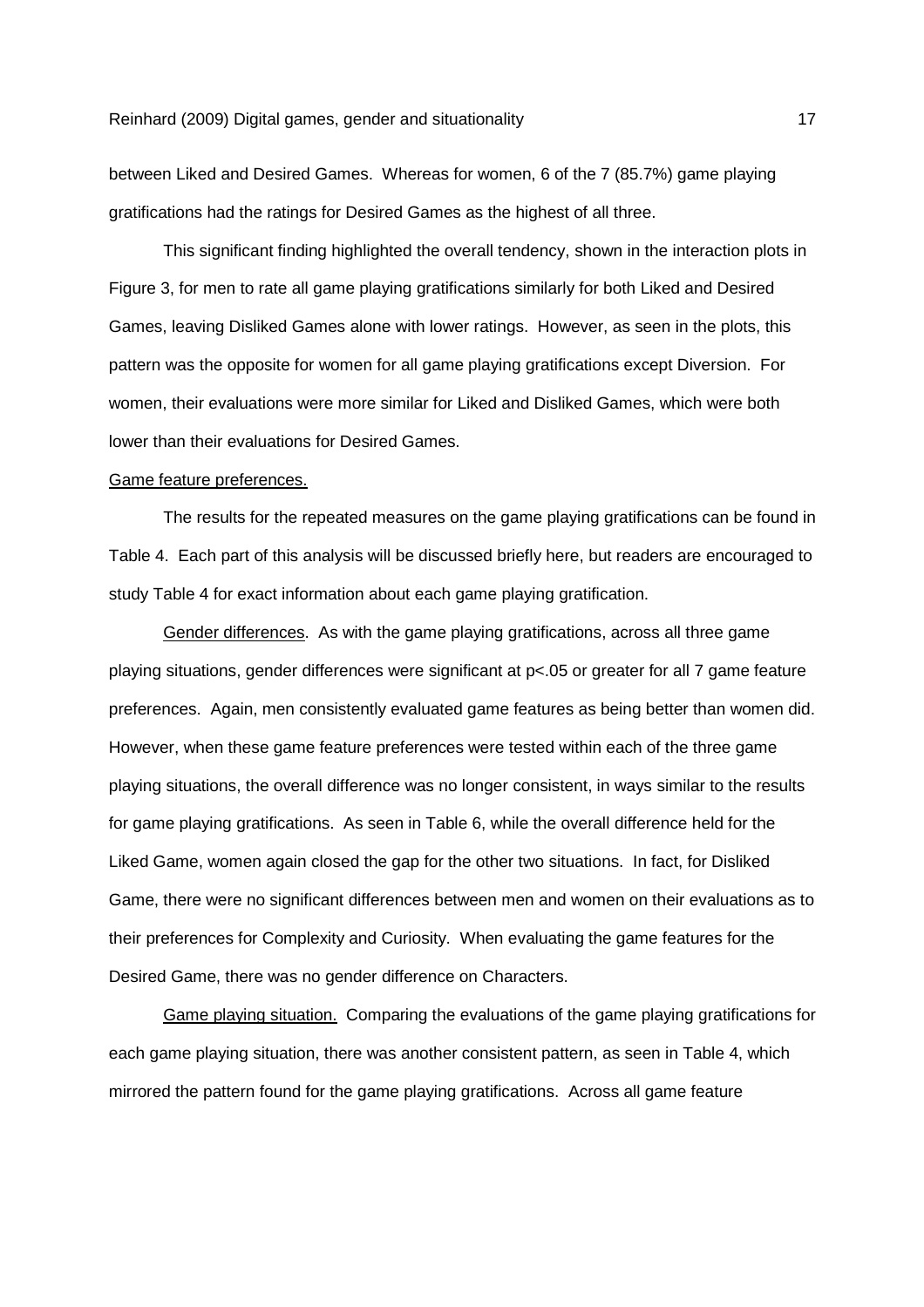between Liked and Desired Games. Whereas for women, 6 of the 7 (85.7%) game playing gratifications had the ratings for Desired Games as the highest of all three.

This significant finding highlighted the overall tendency, shown in the interaction plots in Figure 3, for men to rate all game playing gratifications similarly for both Liked and Desired Games, leaving Disliked Games alone with lower ratings. However, as seen in the plots, this pattern was the opposite for women for all game playing gratifications except Diversion. For women, their evaluations were more similar for Liked and Disliked Games, which were both lower than their evaluations for Desired Games.

Game feature preferences.

The results for the repeated measures on the game playing gratifications can be found in Table 4. Each part of this analysis will be discussed briefly here, but readers are encouraged to study Table 4 for exact information about each game playing gratification.

Gender differences. As with the game playing gratifications, across all three game playing situations, gender differences were significant at $p<.05$ or greater for all 7 game feature preferences. Again, men consistently evaluated game features as being better than women did. However, when these game feature preferences were tested within each of the three game playing situations, the overall difference was no longer consistent, in ways similar to the results for game playing gratifications. As seen in Table 6, while the overall difference held for the Liked Game, women again closed the gap for the other two situations. In fact, for Disliked Game, there were no significant differences between men and women on their evaluations as to their preferences for Complexity and Curiosity. When evaluating the game features for the Desired Game, there was no gender difference on Characters.

Game playing situation. Comparing the evaluations of the game playing gratifications for each game playing situation, there was another consistent pattern, as seen in Table 4, which mirrored the pattern found for the game playing gratifications. Across all game feature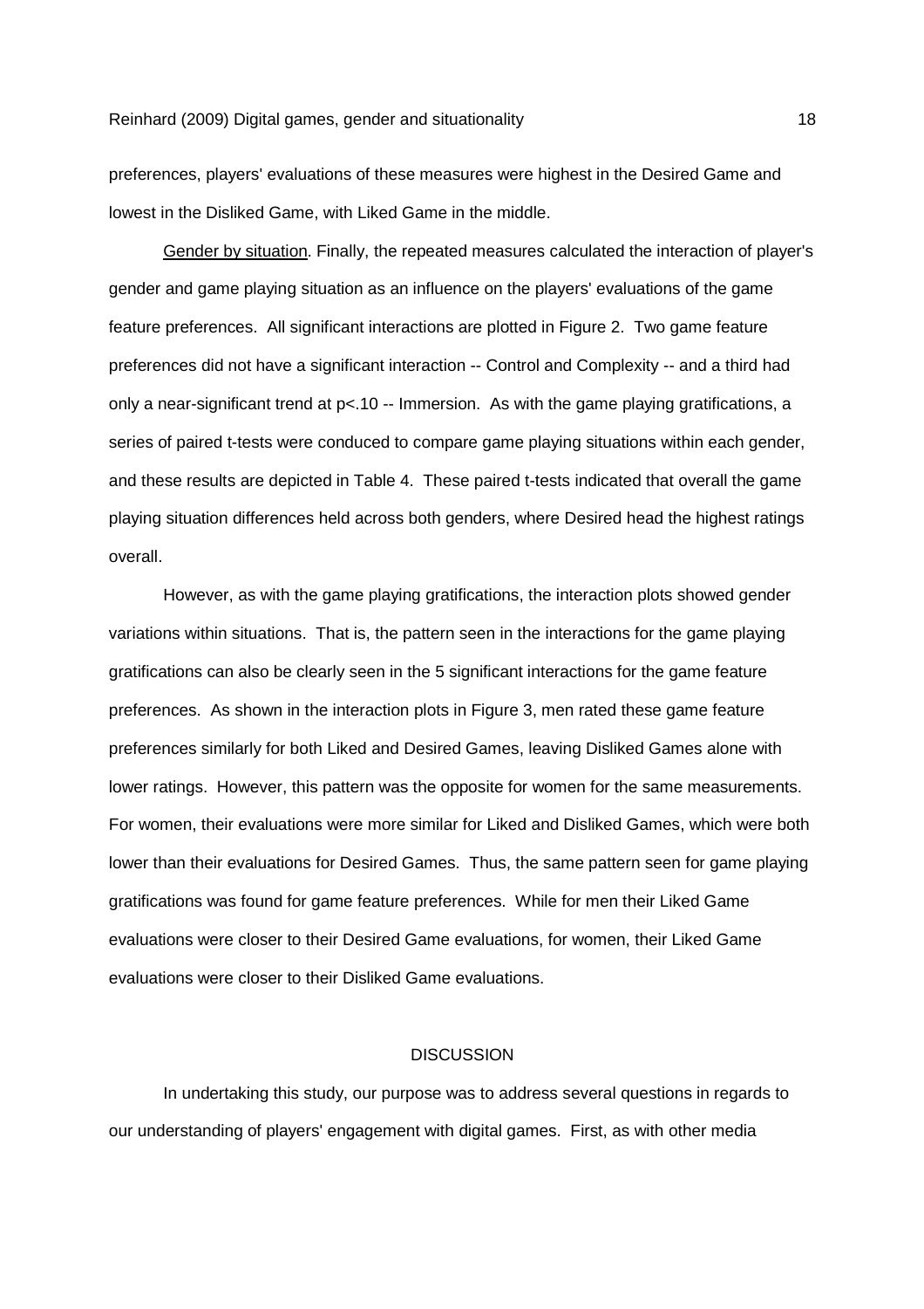preferences, players' evaluations of these measures were highest in the Desired Game and lowest in the Disliked Game, with Liked Game in the middle.

Gender by situation. Finally, the repeated measures calculated the interaction of player's gender and game playing situation as an influence on the players' evaluations of the game feature preferences. All significant interactions are plotted in Figure 2. Two game feature preferences did not have a significant interaction -- Control and Complexity -- and a third had only a near-significant trend at $p<.10$ -- Immersion. As with the game playing gratifications, a series of paired t-tests were conduced to compare game playing situations within each gender, and these results are depicted in Table 4. These paired t-tests indicated that overall the game playing situation differences held across both genders, where Desired head the highest ratings overall.

However, as with the game playing gratifications, the interaction plots showed gender variations within situations. That is, the pattern seen in the interactions for the game playing gratifications can also be clearly seen in the 5 significant interactions for the game feature preferences. As shown in the interaction plots in Figure 3, men rated these game feature preferences similarly for both Liked and Desired Games, leaving Disliked Games alone with lower ratings. However, this pattern was the opposite for women for the same measurements. For women, their evaluations were more similar for Liked and Disliked Games, which were both lower than their evaluations for Desired Games. Thus, the same pattern seen for game playing gratifications was found for game feature preferences. While for men their Liked Game evaluations were closer to their Desired Game evaluations, for women, their Liked Game evaluations were closer to their Disliked Game evaluations.

## DISCUSSION

In undertaking this study, our purpose was to address several questions in regards to our understanding of players' engagement with digital games. First, as with other media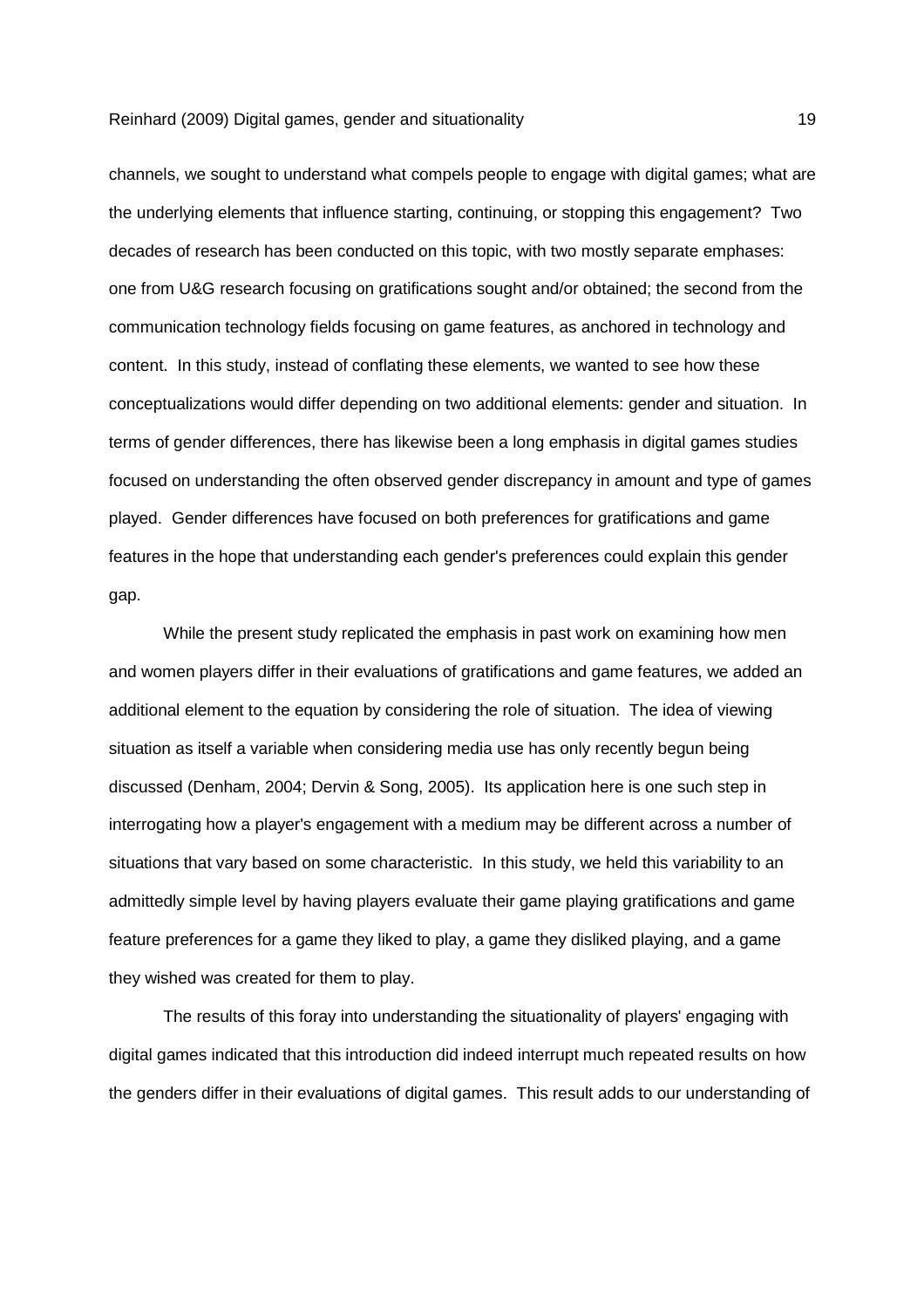channels, we sought to understand what compels people to engage with digital games; what are the underlying elements that influence starting, continuing, or stopping this engagement? Two decades of research has been conducted on this topic, with two mostly separate emphases: one from U&G research focusing on gratifications sought and/or obtained; the second from the communication technology fields focusing on game features, as anchored in technology and content. In this study, instead of conflating these elements, we wanted to see how these conceptualizations would differ depending on two additional elements: gender and situation. In terms of gender differences, there has likewise been a long emphasis in digital games studies focused on understanding the often observed gender discrepancy in amount and type of games played. Gender differences have focused on both preferences for gratifications and game features in the hope that understanding each gender's preferences could explain this gender gap.

While the present study replicated the emphasis in past work on examining how men and women players differ in their evaluations of gratifications and game features, we added an additional element to the equation by considering the role of situation. The idea of viewing situation as itself a variable when considering media use has only recently begun being discussed (Denham, 2004; Dervin & Song, 2005). Its application here is one such step in interrogating how a player's engagement with a medium may be different across a number of situations that vary based on some characteristic. In this study, we held this variability to an admittedly simple level by having players evaluate their game playing gratifications and game feature preferences for a game they liked to play, a game they disliked playing, and a game they wished was created for them to play.

The results of this foray into understanding the situationality of players' engaging with digital games indicated that this introduction did indeed interrupt much repeated results on how the genders differ in their evaluations of digital games. This result adds to our understanding of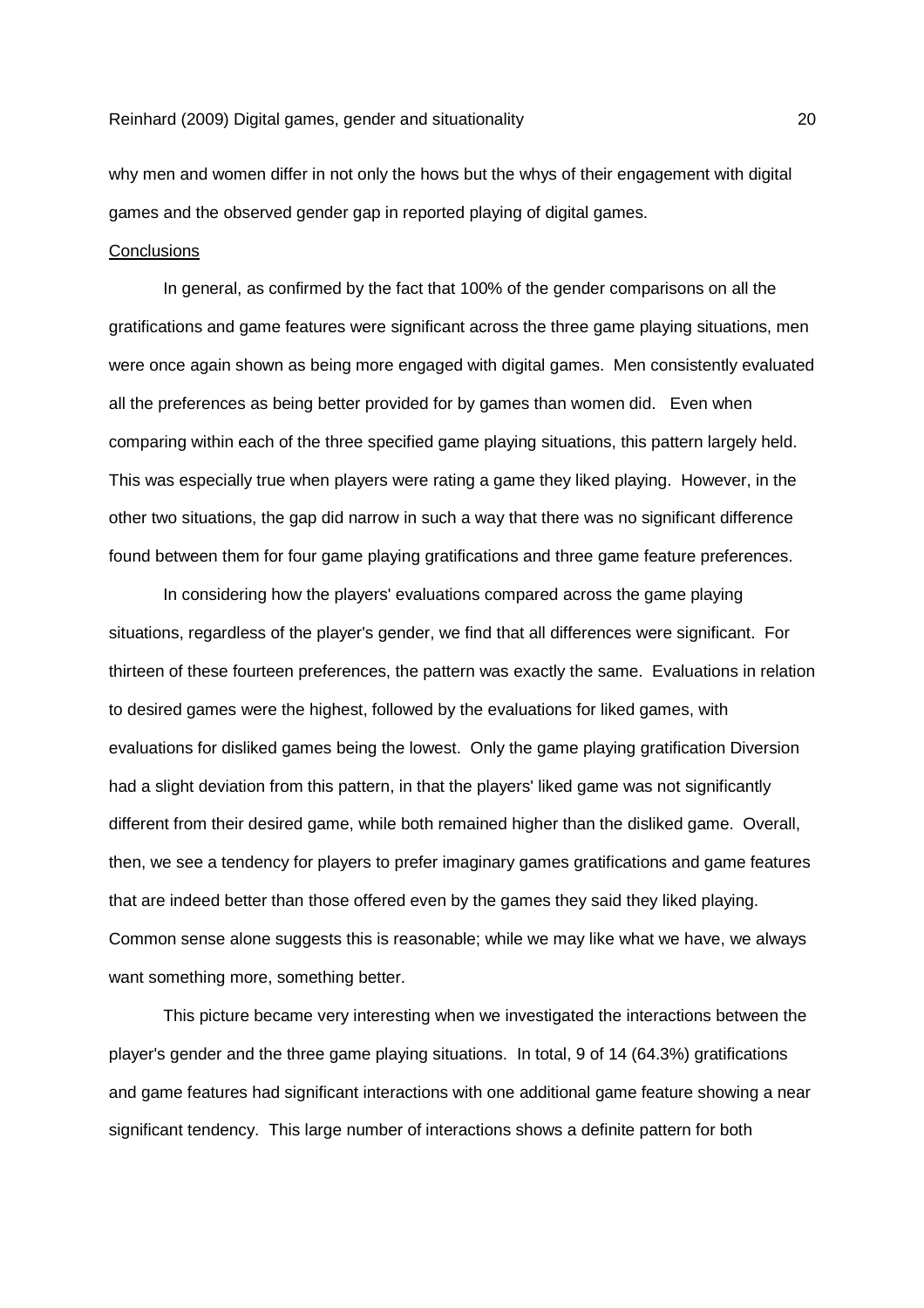why men and women differ in not only the hows but the whys of their engagement with digital games and the observed gender gap in reported playing of digital games.

## Conclusions

In general, as confirmed by the fact that 100% of the gender comparisons on all the gratifications and game features were significant across the three game playing situations, men were once again shown as being more engaged with digital games. Men consistently evaluated all the preferences as being better provided for by games than women did. Even when comparing within each of the three specified game playing situations, this pattern largely held. This was especially true when players were rating a game they liked playing. However, in the other two situations, the gap did narrow in such a way that there was no significant difference found between them for four game playing gratifications and three game feature preferences.

In considering how the players' evaluations compared across the game playing situations, regardless of the player's gender, we find that all differences were significant. For thirteen of these fourteen preferences, the pattern was exactly the same. Evaluations in relation to desired games were the highest, followed by the evaluations for liked games, with evaluations for disliked games being the lowest. Only the game playing gratification Diversion had a slight deviation from this pattern, in that the players' liked game was not significantly different from their desired game, while both remained higher than the disliked game. Overall, then, we see a tendency for players to prefer imaginary games gratifications and game features that are indeed better than those offered even by the games they said they liked playing. Common sense alone suggests this is reasonable; while we may like what we have, we always want something more, something better.

This picture became very interesting when we investigated the interactions between the player's gender and the three game playing situations. In total, 9 of 14 (64.3%) gratifications and game features had significant interactions with one additional game feature showing a near significant tendency. This large number of interactions shows a definite pattern for both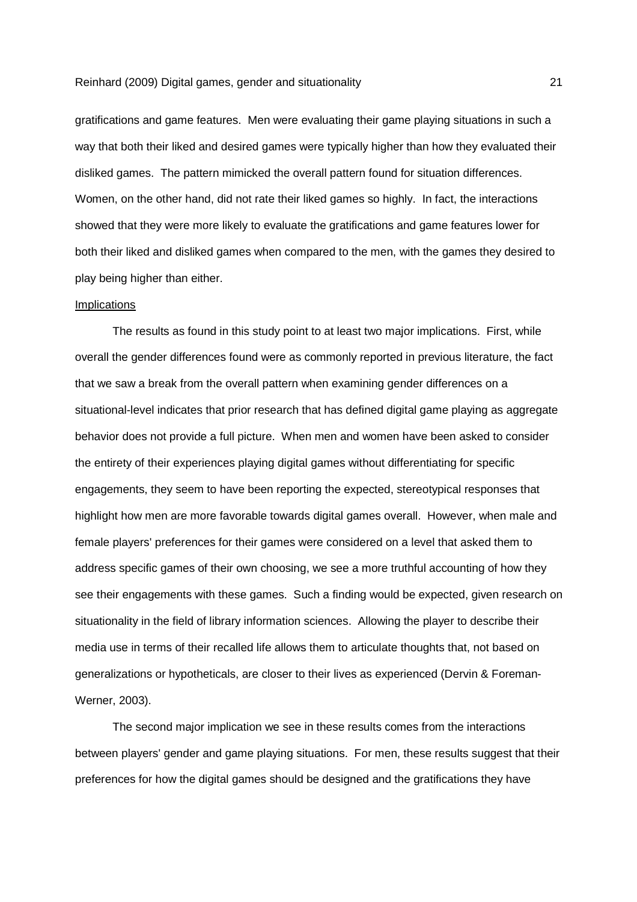gratifications and game features. Men were evaluating their game playing situations in such a way that both their liked and desired games were typically higher than how they evaluated their disliked games. The pattern mimicked the overall pattern found for situation differences. Women, on the other hand, did not rate their liked games so highly. In fact, the interactions showed that they were more likely to evaluate the gratifications and game features lower for both their liked and disliked games when compared to the men, with the games they desired to play being higher than either.

Implications

The results as found in this study point to at least two major implications. First, while overall the gender differences found were as commonly reported in previous literature, the fact that we saw a break from the overall pattern when examining gender differences on a situational-level indicates that prior research that has defined digital game playing as aggregate behavior does not provide a full picture. When men and women have been asked to consider the entirety of their experiences playing digital games without differentiating for specific engagements, they seem to have been reporting the expected, stereotypical responses that highlight how men are more favorable towards digital games overall. However, when male and female players' preferences for their games were considered on a level that asked them to address specific games of their own choosing, we see a more truthful accounting of how they see their engagements with these games. Such a finding would be expected, given research on situationality in the field of library information sciences. Allowing the player to describe their media use in terms of their recalled life allows them to articulate thoughts that, not based on generalizations or hypotheticals, are closer to their lives as experienced (Dervin & Foreman-Werner, 2003).

The second major implication we see in these results comes from the interactions between players' gender and game playing situations. For men, these results suggest that their preferences for how the digital games should be designed and the gratifications they have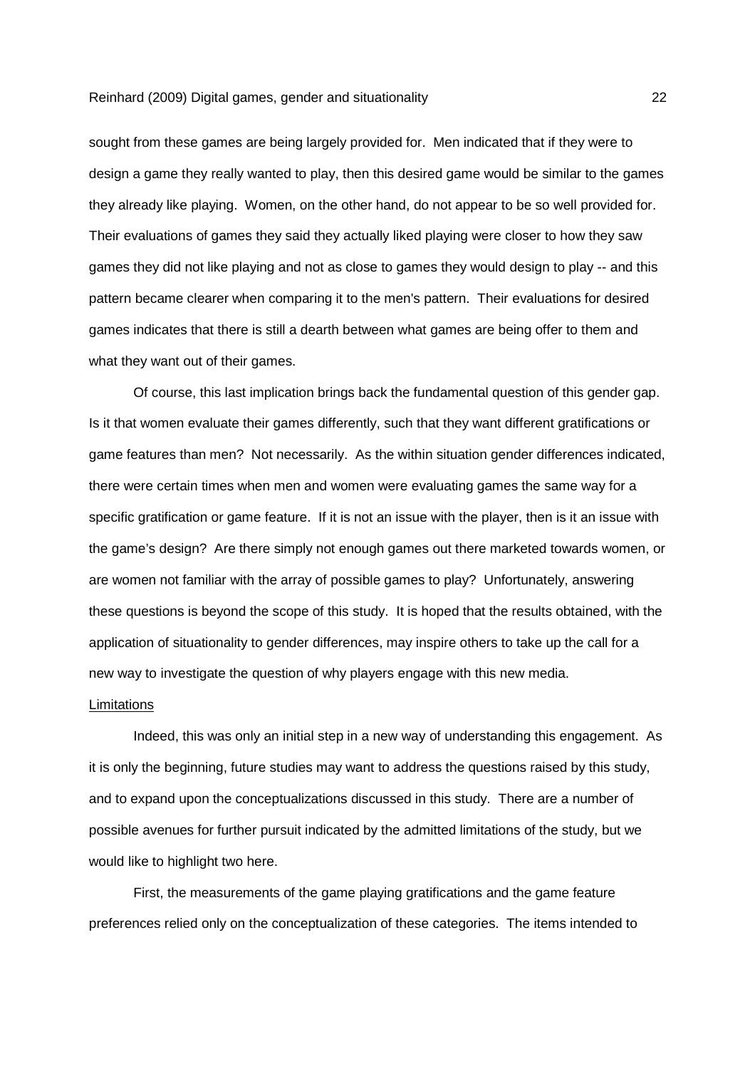sought from these games are being largely provided for. Men indicated that if they were to design a game they really wanted to play, then this desired game would be similar to the games they already like playing. Women, on the other hand, do not appear to be so well provided for. Their evaluations of games they said they actually liked playing were closer to how they saw games they did not like playing and not as close to games they would design to play -- and this pattern became clearer when comparing it to the men's pattern. Their evaluations for desired games indicates that there is still a dearth between what games are being offer to them and what they want out of their games.

Of course, this last implication brings back the fundamental question of this gender gap. Is it that women evaluate their games differently, such that they want different gratifications or game features than men? Not necessarily. As the within situation gender differences indicated, there were certain times when men and women were evaluating games the same way for a specific gratification or game feature. If it is not an issue with the player, then is it an issue with the game's design? Are there simply not enough games out there marketed towards women, or are women not familiar with the array of possible games to play? Unfortunately, answering these questions is beyond the scope of this study. It is hoped that the results obtained, with the application of situationality to gender differences, may inspire others to take up the call for a new way to investigate the question of why players engage with this new media.

<u>Limitations</u>

Indeed, this was only an initial step in a new way of understanding this engagement. As it is only the beginning, future studies may want to address the questions raised by this study, and to expand upon the conceptualizations discussed in this study. There are a number of possible avenues for further pursuit indicated by the admitted limitations of the study, but we would like to highlight two here.

First, the measurements of the game playing gratifications and the game feature preferences relied only on the conceptualization of these categories. The items intended to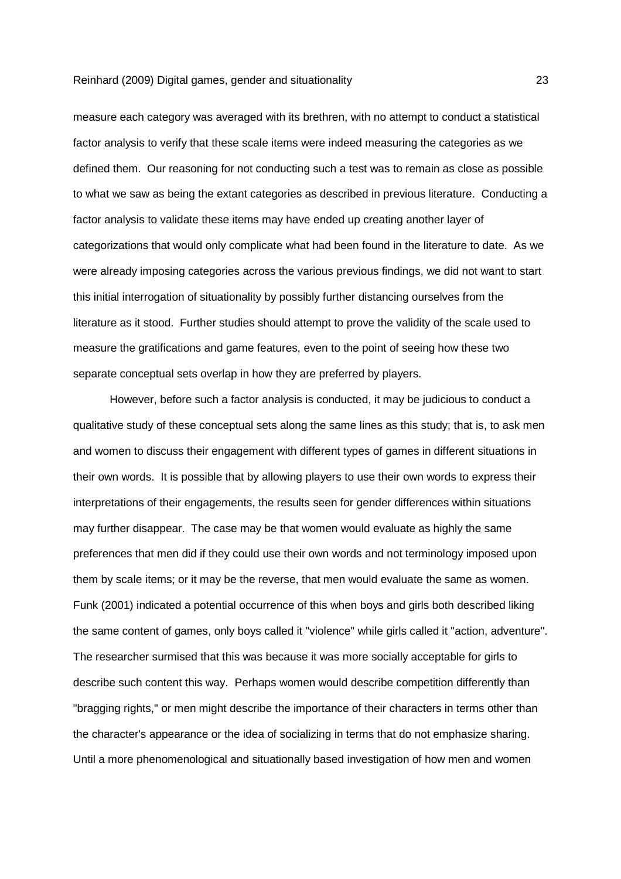measure each category was averaged with its brethren, with no attempt to conduct a statistical factor analysis to verify that these scale items were indeed measuring the categories as we defined them. Our reasoning for not conducting such a test was to remain as close as possible to what we saw as being the extant categories as described in previous literature. Conducting a factor analysis to validate these items may have ended up creating another layer of categorizations that would only complicate what had been found in the literature to date. As we were already imposing categories across the various previous findings, we did not want to start this initial interrogation of situationality by possibly further distancing ourselves from the literature as it stood. Further studies should attempt to prove the validity of the scale used to measure the gratifications and game features, even to the point of seeing how these two separate conceptual sets overlap in how they are preferred by players.

However, before such a factor analysis is conducted, it may be judicious to conduct a qualitative study of these conceptual sets along the same lines as this study; that is, to ask men and women to discuss their engagement with different types of games in different situations in their own words. It is possible that by allowing players to use their own words to express their interpretations of their engagements, the results seen for gender differences within situations may further disappear. The case may be that women would evaluate as highly the same preferences that men did if they could use their own words and not terminology imposed upon them by scale items; or it may be the reverse, that men would evaluate the same as women. Funk (2001) indicated a potential occurrence of this when boys and girls both described liking the same content of games, only boys called it "violence" while girls called it "action, adventure". The researcher surmised that this was because it was more socially acceptable for girls to describe such content this way. Perhaps women would describe competition differently than "bragging rights," or men might describe the importance of their characters in terms other than the character's appearance or the idea of socializing in terms that do not emphasize sharing. Until a more phenomenological and situationally based investigation of how men and women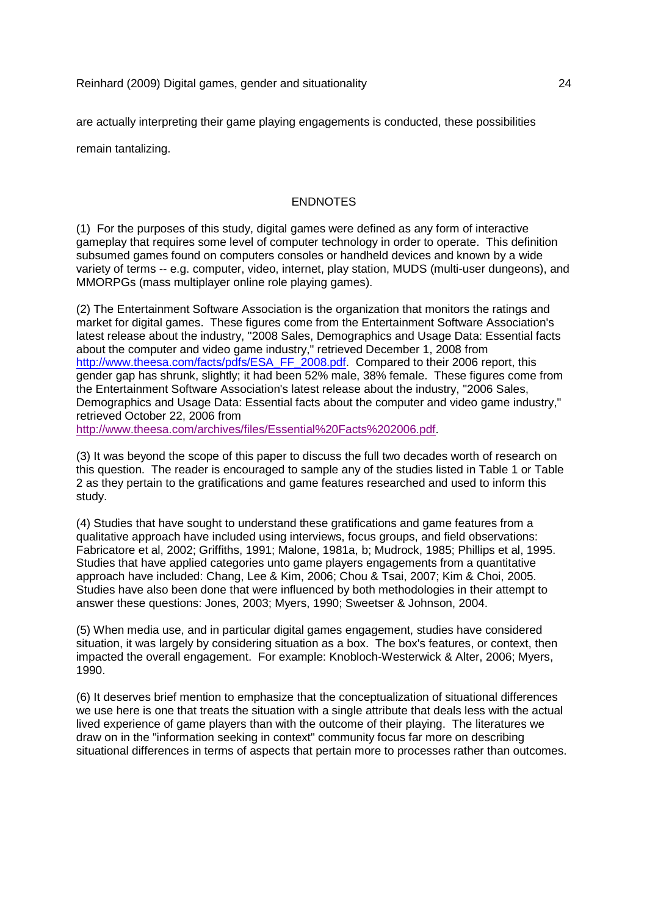are actually interpreting their game playing engagements is conducted, these possibilities remain tantalizing.

## ENDNOTES

(1) For the purposes of this study, digital games were defined as any form of interactive gameplay that requires some level of computer technology in order to operate. This definition subsumed games found on computers consoles or handheld devices and known by a wide variety of terms -- e.g. computer, video, internet, play station, MUDS (multi-user dungeons), and MMORPGs (mass multiplayer online role playing games).

(2) The Entertainment Software Association is the organization that monitors the ratings and market for digital games. These figures come from the Entertainment Software Association's latest release about the industry, "2008 Sales, Demographics and Usage Data: Essential facts about the computer and video game industry," retrieved December 1, 2008 from http://www.theesa.com/facts/pdfs/ESA_FF_2008.pdf. Compared to their 2006 report, this gender gap has shrunk, slightly; it had been 52% male, 38% female. These figures come from the Entertainment Software Association's latest release about the industry, "2006 Sales, Demographics and Usage Data: Essential facts about the computer and video game industry," retrieved October 22, 2006 from http://www.theesa.com/archives/files/Essential%20Facts%202006.pdf.

(3) It was beyond the scope of this paper to discuss the full two decades worth of research on this question. The reader is encouraged to sample any of the studies listed in Table 1 or Table 2 as they pertain to the gratifications and game features researched and used to inform this study.

(4) Studies that have sought to understand these gratifications and game features from a qualitative approach have included using interviews, focus groups, and field observations: Fabricatore et al, 2002; Griffiths, 1991; Malone, 1981a, b; Mudrock, 1985; Phillips et al, 1995. Studies that have applied categories unto game players engagements from a quantitative approach have included: Chang, Lee & Kim, 2006; Chou & Tsai, 2007; Kim & Choi, 2005. Studies have also been done that were influenced by both methodologies in their attempt to answer these questions: Jones, 2003; Myers, 1990; Sweetser & Johnson, 2004.

(5) When media use, and in particular digital games engagement, studies have considered situation, it was largely by considering situation as a box. The box's features, or context, then impacted the overall engagement. For example: Knobloch-Westerwick & Alter, 2006; Myers, 1990.

(6) It deserves brief mention to emphasize that the conceptualization of situational differences we use here is one that treats the situation with a single attribute that deals less with the actual lived experience of game players than with the outcome of their playing. The literatures we draw on in the "information seeking in context" community focus far more on describing situational differences in terms of aspects that pertain more to processes rather than outcomes.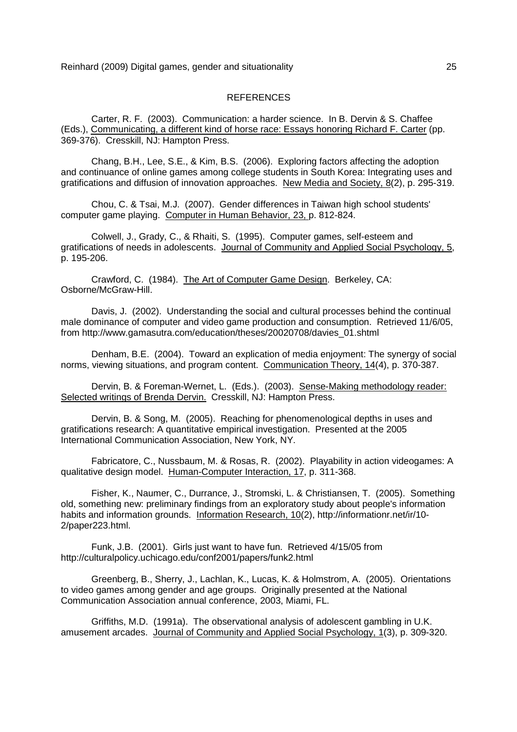## REFERENCES

Carter, R. F. (2003). Communication: a harder science. In B. Dervin & S. Chaffee (Eds.), Communicating, a different kind of horse race: Essays honoring Richard F. Carter (pp. 369-376). Cresskill, NJ: Hampton Press.

Chang, B.H., Lee, S.E., & Kim, B.S. (2006). Exploring factors affecting the adoption and continuance of online games among college students in South Korea: Integrating uses and gratifications and diffusion of innovation approaches. New Media and Society, 8(2), p. 295-319.

Chou, C. & Tsai, M.J. (2007). Gender differences in Taiwan high school students' computer game playing. Computer in Human Behavior, 23, p. 812-824.

Colwell, J., Grady, C., & Rhaiti, S. (1995). Computer games, self-esteem and gratifications of needs in adolescents. Journal of Community and Applied Social Psychology, 5, p. 195-206.

Crawford, C. (1984). The Art of Computer Game Design. Berkeley, CA: Osborne/McGraw-Hill.

Davis, J. (2002). Understanding the social and cultural processes behind the continual male dominance of computer and video game production and consumption. Retrieved 11/6/05, from http://www.gamasutra.com/education/theses/20020708/davies_01.shtml

Denham, B.E. (2004). Toward an explication of media enjoyment: The synergy of social norms, viewing situations, and program content. Communication Theory, 14(4), p. 370-387.

Dervin, B. & Foreman-Wernet, L. (Eds.). (2003). Sense-Making methodology reader: Selected writings of Brenda Dervin. Cresskill, NJ: Hampton Press.

Dervin, B. & Song, M. (2005). Reaching for phenomenological depths in uses and gratifications research: A quantitative empirical investigation. Presented at the 2005 International Communication Association, New York, NY.

Fabricatore, C., Nussbaum, M. & Rosas, R. (2002). Playability in action videogames: A qualitative design model. Human-Computer Interaction, 17, p. 311-368.

Fisher, K., Naumer, C., Durrance, J., Stromski, L. & Christiansen, T. (2005). Something old, something new: preliminary findings from an exploratory study about people's information habits and information grounds. Information Research, 10(2), http://informationr.net/ir/10-2/paper223.html.

Funk, J.B. (2001). Girls just want to have fun. Retrieved 4/15/05 from http://culturalpolicy.uchicago.edu/conf2001/papers/funk2.html

Greenberg, B., Sherry, J., Lachlan, K., Lucas, K. & Holmstrom, A. (2005). Orientations to video games among gender and age groups. Originally presented at the National Communication Association annual conference, 2003, Miami, FL.

Griffiths, M.D. (1991a). The observational analysis of adolescent gambling in U.K. amusement arcades. Journal of Community and Applied Social Psychology, 1(3), p. 309-320.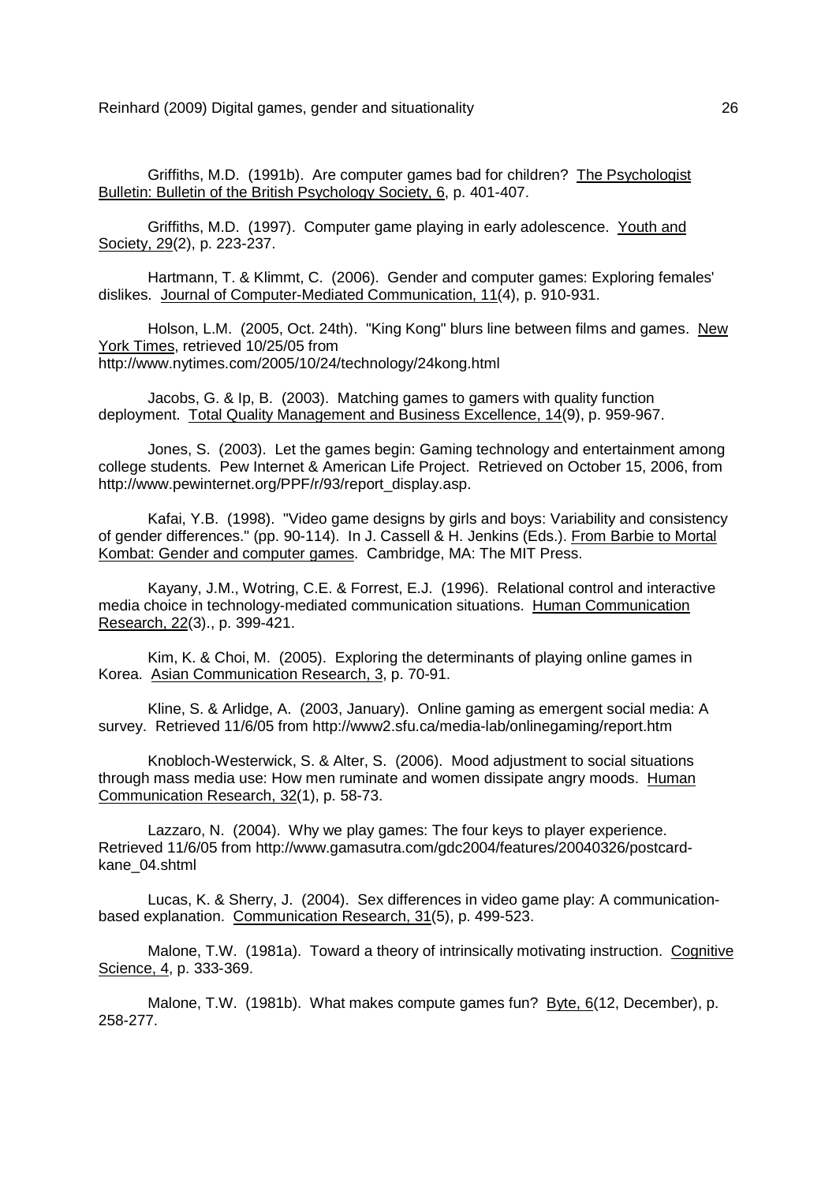Griffiths, M.D. (1991b). Are computer games bad for children? The Psychologist Bulletin: Bulletin of the British Psychology Society, 6, p. 401-407.

Griffiths, M.D. (1997). Computer game playing in early adolescence. Youth and Society, 29(2), p. 223-237.

Hartmann, T. & Klimmt, C. (2006). Gender and computer games: Exploring females' dislikes. Journal of Computer-Mediated Communication, 11(4), p. 910-931.

Holson, L.M. (2005, Oct. 24th). "King Kong" blurs line between films and games. New York Times, retrieved 10/25/05 from http://www.nytimes.com/2005/10/24/technology/24kong.html

Jacobs, G. & Ip, B. (2003). Matching games to gamers with quality function deployment. Total Quality Management and Business Excellence, 14(9), p. 959-967.

Jones, S. (2003). Let the games begin: Gaming technology and entertainment among college students. Pew Internet & American Life Project. Retrieved on October 15, 2006, from http://www.pewinternet.org/PPF/r/93/report_display.asp.

Kafai, Y.B. (1998). "Video game designs by girls and boys: Variability and consistency of gender differences." (pp. 90-114). In J. Cassell & H. Jenkins (Eds.). From Barbie to Mortal Kombat: Gender and computer games. Cambridge, MA: The MIT Press.

Kayany, J.M., Wotring, C.E. & Forrest, E.J. (1996). Relational control and interactive media choice in technology-mediated communication situations. Human Communication Research, 22(3)., p. 399-421.

Kim, K. & Choi, M. (2005). Exploring the determinants of playing online games in Korea. Asian Communication Research, 3, p. 70-91.

Kline, S. & Arlidge, A. (2003, January). Online gaming as emergent social media: A survey. Retrieved 11/6/05 from http://www2.sfu.ca/media-lab/onlinegaming/report.htm

Knobloch-Westerwick, S. & Alter, S. (2006). Mood adjustment to social situations through mass media use: How men ruminate and women dissipate angry moods. Human Communication Research, 32(1), p. 58-73.

Lazzaro, N. (2004). Why we play games: The four keys to player experience. Retrieved 11/6/05 from http://www.gamasutra.com/gdc2004/features/20040326/postcard-kane_04.shtml

Lucas, K. & Sherry, J. (2004). Sex differences in video game play: A communication-based explanation. Communication Research, 31(5), p. 499-523.

Malone, T.W. (1981a). Toward a theory of intrinsically motivating instruction. Cognitive Science, 4, p. 333-369.

Malone, T.W. (1981b). What makes compute games fun? Byte, 6(12, December), p. 258-277.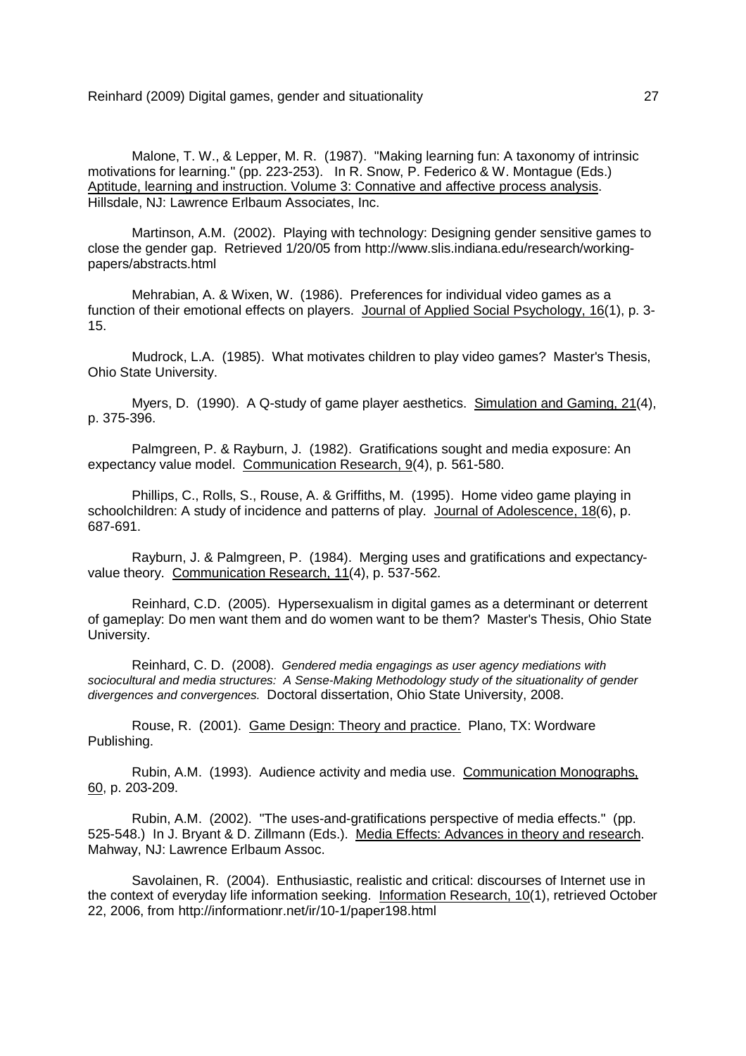Malone, T. W., & Lepper, M. R. (1987). "Making learning fun: A taxonomy of intrinsic motivations for learning." (pp. 223-253). In R. Snow, P. Federico & W. Montague (Eds.) Aptitude, learning and instruction. Volume 3: Connative and affective process analysis. Hillsdale, NJ: Lawrence Erlbaum Associates, Inc.

Martinson, A.M. (2002). Playing with technology: Designing gender sensitive games to close the gender gap. Retrieved 1/20/05 from http://www.slis.indiana.edu/research/working-papers/abstracts.html

Mehrabian, A. & Wixen, W. (1986). Preferences for individual video games as a function of their emotional effects on players. Journal of Applied Social Psychology, 16(1), p. 3-15.

Mudrock, L.A. (1985). What motivates children to play video games? Master's Thesis, Ohio State University.

Myers, D. (1990). A Q-study of game player aesthetics. Simulation and Gaming, 21(4), p. 375-396.

Palmgreen, P. & Rayburn, J. (1982). Gratifications sought and media exposure: An expectancy value model. Communication Research, 9(4), p. 561-580.

Phillips, C., Rolls, S., Rouse, A. & Griffiths, M. (1995). Home video game playing in schoolchildren: A study of incidence and patterns of play. Journal of Adolescence, 18(6), p. 687-691.

Rayburn, J. & Palmgreen, P. (1984). Merging uses and gratifications and expectancy-value theory. Communication Research, 11(4), p. 537-562.

Reinhard, C.D. (2005). Hypersexualism in digital games as a determinant or deterrent of gameplay: Do men want them and do women want to be them? Master's Thesis, Ohio State University.

Reinhard, C. D. (2008). *Gendered media engagings as user agency mediations with sociocultural and media structures: A Sense-Making Methodology study of the situationality of gender divergences and convergences.* Doctoral dissertation, Ohio State University, 2008.

Rouse, R. (2001). Game Design: Theory and practice. Plano, TX: Wordware Publishing.

Rubin, A.M. (1993). Audience activity and media use. Communication Monographs, 60, p. 203-209.

Rubin, A.M. (2002). "The uses-and-gratifications perspective of media effects." (pp. 525-548.) In J. Bryant & D. Zillmann (Eds.). Media Effects: Advances in theory and research. Mahway, NJ: Lawrence Erlbaum Assoc.

Savolainen, R. (2004). Enthusiastic, realistic and critical: discourses of Internet use in the context of everyday life information seeking. Information Research, 10(1), retrieved October 22, 2006, from http://informationr.net/ir/10-1/paper198.html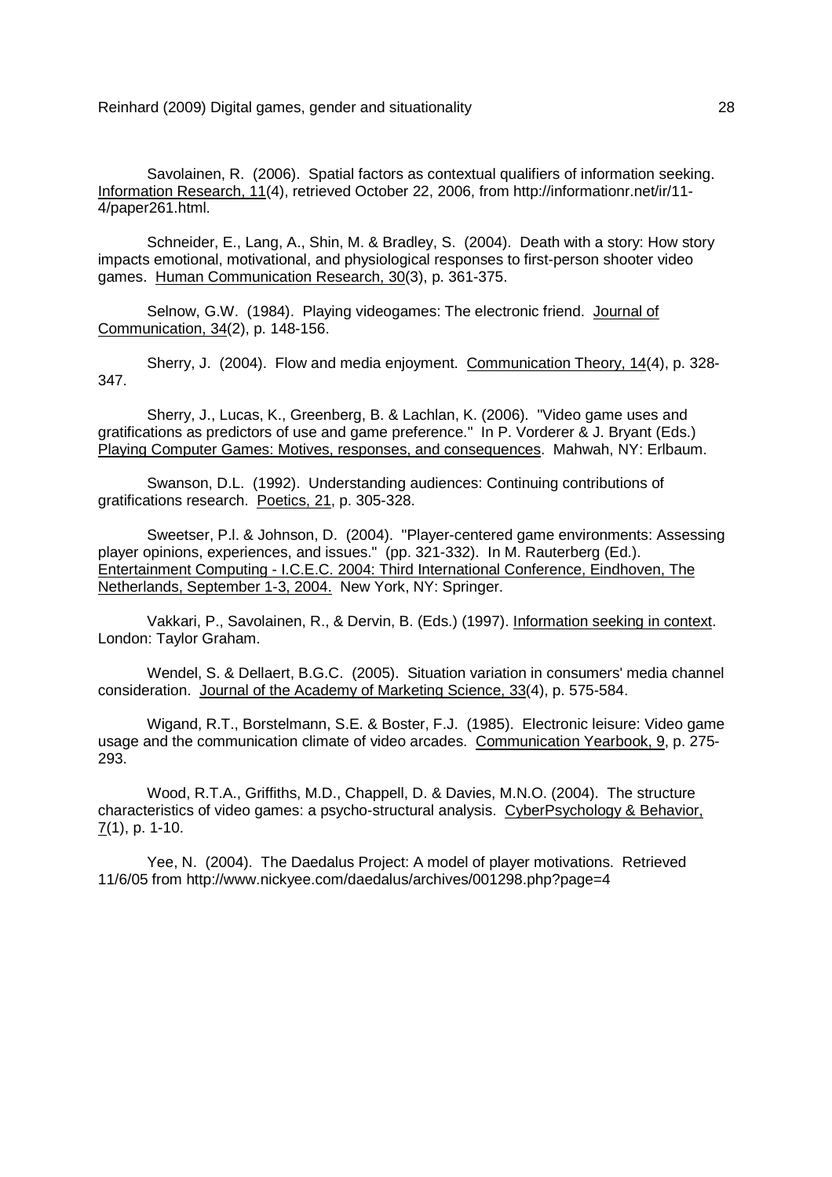Savolainen, R. (2006). Spatial factors as contextual qualifiers of information seeking. Information Research, 11(4), retrieved October 22, 2006, from http://informationr.net/ir/11-4/paper261.html.

Schneider, E., Lang, A., Shin, M. & Bradley, S. (2004). Death with a story: How story impacts emotional, motivational, and physiological responses to first-person shooter video games. Human Communication Research, 30(3), p. 361-375.

Selnow, G.W. (1984). Playing videogames: The electronic friend. Journal of Communication, 34(2), p. 148-156.

Sherry, J. (2004). Flow and media enjoyment. Communication Theory, 14(4), p. 328-347.

Sherry, J., Lucas, K., Greenberg, B. & Lachlan, K. (2006). "Video game uses and gratifications as predictors of use and game preference." In P. Vorderer & J. Bryant (Eds.) Playing Computer Games: Motives, responses, and consequences. Mahwah, NY: Erlbaum.

Swanson, D.L. (1992). Understanding audiences: Continuing contributions of gratifications research. Poetics, 21, p. 305-328.

Sweetser, P.l. & Johnson, D. (2004). "Player-centered game environments: Assessing player opinions, experiences, and issues." (pp. 321-332). In M. Rauterberg (Ed.). Entertainment Computing - I.C.E.C. 2004: Third International Conference, Eindhoven, The Netherlands, September 1-3, 2004. New York, NY: Springer.

Vakkari, P., Savolainen, R., & Dervin, B. (Eds.) (1997). Information seeking in context. London: Taylor Graham.

Wendel, S. & Dellaert, B.G.C. (2005). Situation variation in consumers' media channel consideration. Journal of the Academy of Marketing Science, 33(4), p. 575-584.

Wigand, R.T., Borstelmann, S.E. & Boster, F.J. (1985). Electronic leisure: Video game usage and the communication climate of video arcades. Communication Yearbook, 9, p. 275-293.

Wood, R.T.A., Griffiths, M.D., Chappell, D. & Davies, M.N.O. (2004). The structure characteristics of video games: a psycho-structural analysis. CyberPsychology & Behavior, 7(1), p. 1-10.

Yee, N. (2004). The Daedalus Project: A model of player motivations. Retrieved 11/6/05 from http://www.nickyee.com/daedalus/archives/001298.php?page=4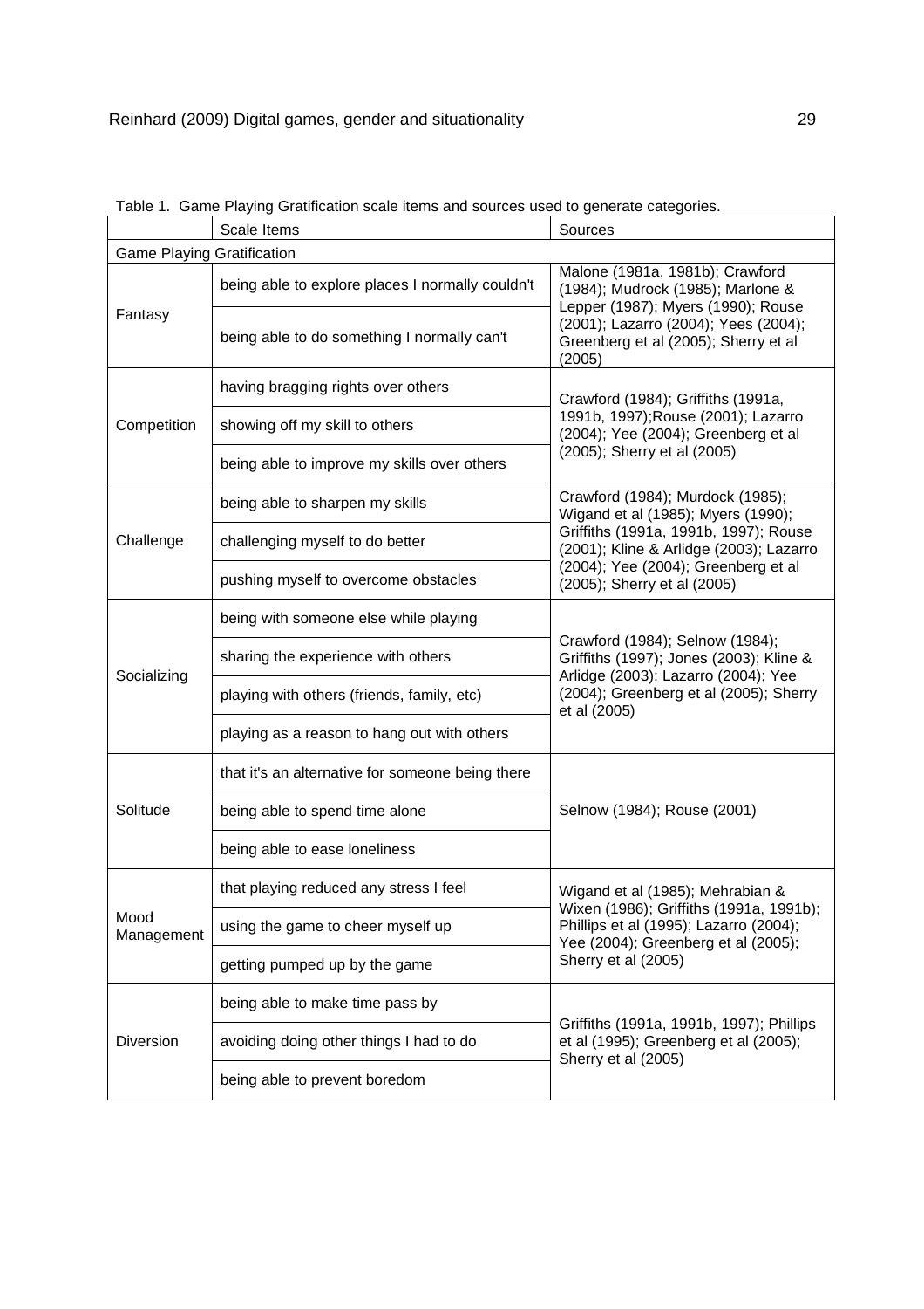Table 1. Game Playing Gratification scale items and sources used to generate categories.

| | Scale Items | Sources |
|---|---|---|
| Game Playing Gratification | | |
| Fantasy | being able to explore places I normally couldn't | Malone (1981a, 1981b); Crawford (1984); Mudrock (1985); Marlone & Lepper (1987); Myers (1990); Rouse (2001); Lazarro (2004); Yees (2004); Greenberg et al (2005); Sherry et al (2005) |
| | being able to do something I normally can't | |
| Competition | having bragging rights over others | Crawford (1984); Griffiths (1991a, 1991b, 1997);Rouse (2001); Lazarro (2004); Yee (2004); Greenberg et al (2005); Sherry et al (2005) |
| | showing off my skill to others | |
| | being able to improve my skills over others | |
| Challenge | being able to sharpen my skills | Crawford (1984); Murdock (1985); Wigand et al (1985); Myers (1990); Griffiths (1991a, 1991b, 1997); Rouse (2001); Kline & Arlidge (2003); Lazarro (2004); Yee (2004); Greenberg et al (2005); Sherry et al (2005) |
| | challenging myself to do better | |
| | pushing myself to overcome obstacles | |
| Socializing | being with someone else while playing | Crawford (1984); Selnow (1984); Griffiths (1997); Jones (2003); Kline & Arlidge (2003); Lazarro (2004); Yee (2004); Greenberg et al (2005); Sherry et al (2005) |
| | sharing the experience with others | |
| | playing with others (friends, family, etc) | |
| | playing as a reason to hang out with others | |
| Solitude | that it's an alternative for someone being there | Selnow (1984); Rouse (2001) |
| | being able to spend time alone | |
| | being able to ease loneliness | |
| Mood Management | that playing reduced any stress I feel | Wigand et al (1985); Mehrabian & Wixen (1986); Griffiths (1991a, 1991b); Phillips et al (1995); Lazarro (2004); Yee (2004); Greenberg et al (2005); Sherry et al (2005) |
| | using the game to cheer myself up | |
| | getting pumped up by the game | |
| Diversion | being able to make time pass by | Griffiths (1991a, 1991b, 1997); Phillips et al (1995); Greenberg et al (2005); Sherry et al (2005) |
| | avoiding doing other things I had to do | |
| | being able to prevent boredom | |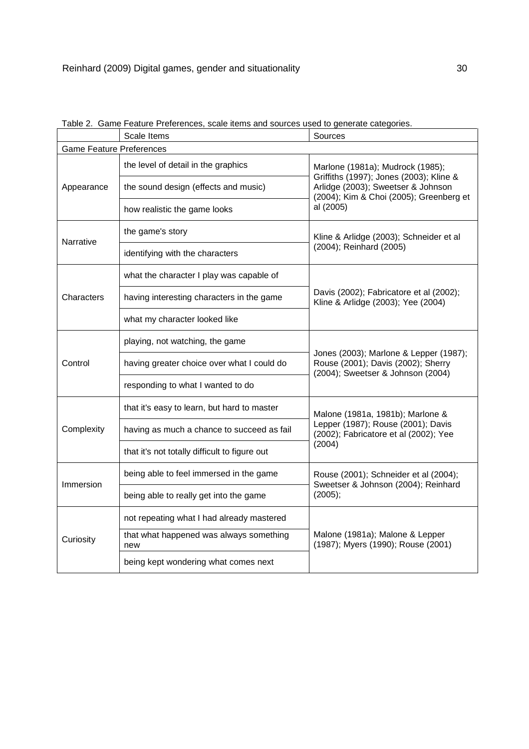Table 2. Game Feature Preferences, scale items and sources used to generate categories.

| | Scale Items | Sources |
|---|---|---|
| Game Feature Preferences | | |
| Appearance | the level of detail in the graphics | Marlone (1981a); Mudrock (1985); Griffiths (1997); Jones (2003); Kline & Arlidge (2003); Sweetser & Johnson (2004); Kim & Choi (2005); Greenberg et al (2005) |
| | the sound design (effects and music) | |
| | how realistic the game looks | |
| Narrative | the game's story | Kline & Arlidge (2003); Schneider et al (2004); Reinhard (2005) |
| | identifying with the characters | |
| Characters | what the character I play was capable of | Davis (2002); Fabricatore et al (2002); Kline & Arlidge (2003); Yee (2004) |
| | having interesting characters in the game | |
| | what my character looked like | |
| Control | playing, not watching, the game | Jones (2003); Marlone & Lepper (1987); Rouse (2001); Davis (2002); Sherry (2004); Sweetser & Johnson (2004) |
| | having greater choice over what I could do | |
| | responding to what I wanted to do | |
| Complexity | that it's easy to learn, but hard to master | Malone (1981a, 1981b); Marlone & Lepper (1987); Rouse (2001); Davis (2002); Fabricatore et al (2002); Yee (2004) |
| | having as much a chance to succeed as fail | |
| | that it's not totally difficult to figure out | |
| Immersion | being able to feel immersed in the game | Rouse (2001); Schneider et al (2004); Sweetser & Johnson (2004); Reinhard (2005); |
| | being able to really get into the game | |
| Curiosity | not repeating what I had already mastered | Malone (1981a); Malone & Lepper (1987); Myers (1990); Rouse (2001) |
| | that what happened was always something new | |
| | being kept wondering what comes next | |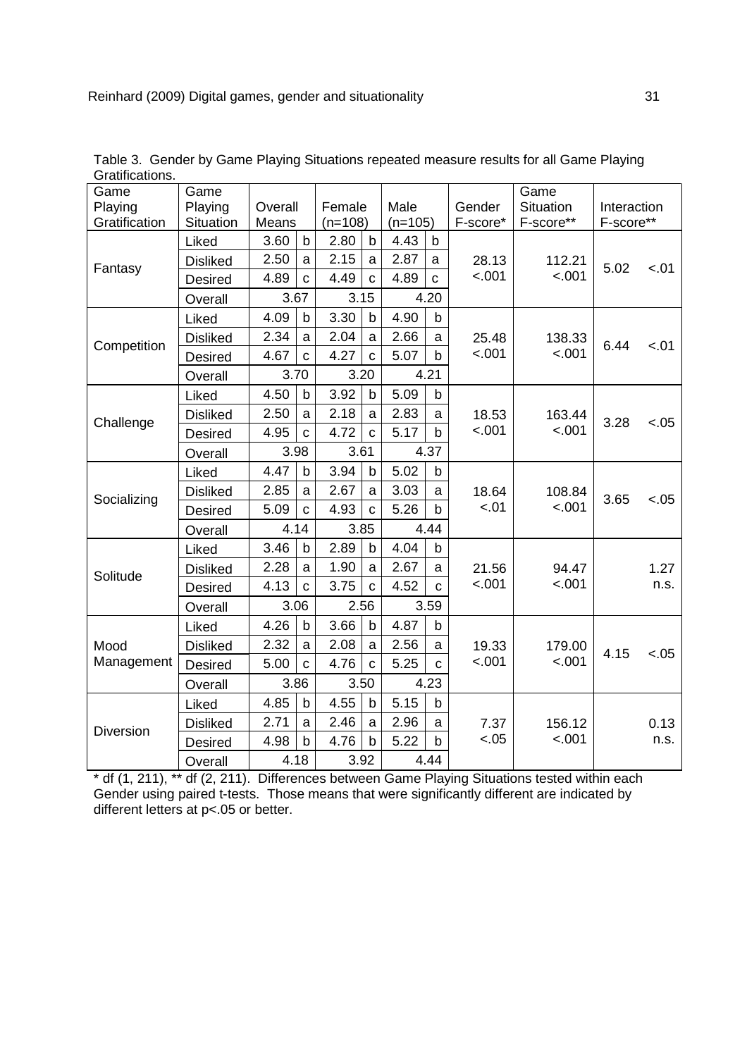Table 3. Gender by Game Playing Situations repeated measure results for all Game Playing Gratifications.

| Game Playing Gratification | Game Playing Situation | Overall Means | | Female (n=108) | | Male (n=105) | | Gender F-score* | Game Situation F-score** | Interaction F-score** | |
|---|---|---|---|---|---|---|---|---|---|---|---|
| Fantasy | Liked | 3.60 | b | 2.80 | b | 4.43 | b | 28.13 | 112.21 | 5.02 | <.01 |
| | Disliked | 2.50 | a | 2.15 | a | 2.87 | a | <.001 | <.001 | | |
| | Desired | 4.89 | c | 4.49 | c | 4.89 | c | | | | |
| | Overall | 3.67 | | 3.15 | | 4.20 | | | | | |
| Competition | Liked | 4.09 | b | 3.30 | b | 4.90 | b | 25.48 | 138.33 | 6.44 | <.01 |
| | Disliked | 2.34 | a | 2.04 | a | 2.66 | a | <.001 | <.001 | | |
| | Desired | 4.67 | c | 4.27 | c | 5.07 | b | | | | |
| | Overall | 3.70 | | 3.20 | | 4.21 | | | | | |
| Challenge | Liked | 4.50 | b | 3.92 | b | 5.09 | b | 18.53 | 163.44 | 3.28 | <.05 |
| | Disliked | 2.50 | a | 2.18 | a | 2.83 | a | <.001 | <.001 | | |
| | Desired | 4.95 | c | 4.72 | c | 5.17 | b | | | | |
| | Overall | 3.98 | | 3.61 | | 4.37 | | | | | |
| Socializing | Liked | 4.47 | b | 3.94 | b | 5.02 | b | 18.64 | 108.84 | 3.65 | <.05 |
| | Disliked | 2.85 | a | 2.67 | a | 3.03 | a | <.01 | <.001 | | |
| | Desired | 5.09 | c | 4.93 | c | 5.26 | b | | | | |
| | Overall | 4.14 | | 3.85 | | 4.44 | | | | | |
| Solitude | Liked | 3.46 | b | 2.89 | b | 4.04 | b | 21.56 | 94.47 | | 1.27 |
| | Disliked | 2.28 | a | 1.90 | a | 2.67 | a | <.001 | <.001 | | n.s. |
| | Desired | 4.13 | c | 3.75 | c | 4.52 | c | | | | |
| | Overall | 3.06 | | 2.56 | | 3.59 | | | | | |
| Mood Management | Liked | 4.26 | b | 3.66 | b | 4.87 | b | 19.33 | 179.00 | 4.15 | <.05 |
| | Disliked | 2.32 | a | 2.08 | a | 2.56 | a | <.001 | <.001 | | |
| | Desired | 5.00 | c | 4.76 | c | 5.25 | c | | | | |
| | Overall | 3.86 | | 3.50 | | 4.23 | | | | | |
| Diversion | Liked | 4.85 | b | 4.55 | b | 5.15 | b | 7.37 | 156.12 | | 0.13 |
| | Disliked | 2.71 | a | 2.46 | a | 2.96 | a | <.05 | <.001 | | n.s. |
| | Desired | 4.98 | b | 4.76 | b | 5.22 | b | | | | |
| | Overall | 4.18 | | 3.92 | | 4.44 | | | | | |

* df (1, 211), ** df (2, 211). Differences between Game Playing Situations tested within each Gender using paired t-tests. Those means that were significantly different are indicated by different letters at p<.05 or better.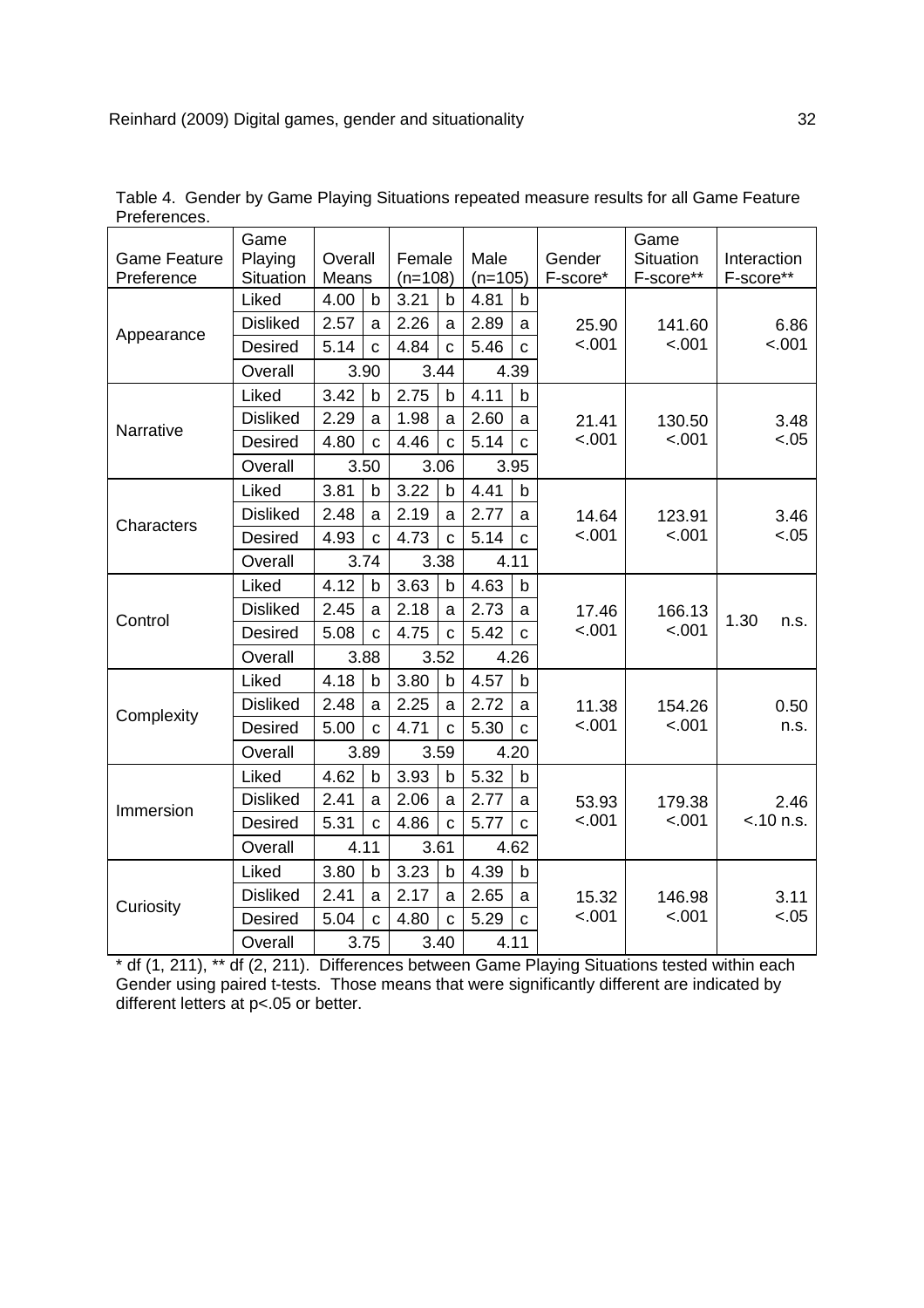Table 4. Gender by Game Playing Situations repeated measure results for all Game Feature Preferences.

| Game Feature Preference | Game Playing Situation | Overall Means | | Female (n=108) | | Male (n=105) | | Gender F-score* | Game Situation F-score** | Interaction F-score** |
|---|---|---|---|---|---|---|---|---|---|---|
| Appearance | Liked | 4.00 | b | 3.21 | b | 4.81 | b | 25.90 <.001 | 141.60 <.001 | 6.86 <.001 |
| | Disliked | 2.57 | a | 2.26 | a | 2.89 | a | | | |
| | Desired | 5.14 | c | 4.84 | c | 5.46 | c | | | |
| | Overall | 3.90 | | 3.44 | | 4.39 | | | | |
| Narrative | Liked | 3.42 | b | 2.75 | b | 4.11 | b | 21.41 <.001 | 130.50 <.001 | 3.48 <.05 |
| | Disliked | 2.29 | a | 1.98 | a | 2.60 | a | | | |
| | Desired | 4.80 | c | 4.46 | c | 5.14 | c | | | |
| | Overall | 3.50 | | 3.06 | | 3.95 | | | | |
| Characters | Liked | 3.81 | b | 3.22 | b | 4.41 | b | 14.64 <.001 | 123.91 <.001 | 3.46 <.05 |
| | Disliked | 2.48 | a | 2.19 | a | 2.77 | a | | | |
| | Desired | 4.93 | c | 4.73 | c | 5.14 | c | | | |
| | Overall | 3.74 | | 3.38 | | 4.11 | | | | |
| Control | Liked | 4.12 | b | 3.63 | b | 4.63 | b | 17.46 <.001 | 166.13 <.001 | 1.30 n.s. |
| | Disliked | 2.45 | a | 2.18 | a | 2.73 | a | | | |
| | Desired | 5.08 | c | 4.75 | c | 5.42 | c | | | |
| | Overall | 3.88 | | 3.52 | | 4.26 | | | | |
| Complexity | Liked | 4.18 | b | 3.80 | b | 4.57 | b | 11.38 <.001 | 154.26 <.001 | 0.50 n.s. |
| | Disliked | 2.48 | a | 2.25 | a | 2.72 | a | | | |
| | Desired | 5.00 | c | 4.71 | c | 5.30 | c | | | |
| | Overall | 3.89 | | 3.59 | | 4.20 | | | | |
| Immersion | Liked | 4.62 | b | 3.93 | b | 5.32 | b | 53.93 <.001 | 179.38 <.001 | 2.46 <.10 n.s. |
| | Disliked | 2.41 | a | 2.06 | a | 2.77 | a | | | |
| | Desired | 5.31 | c | 4.86 | c | 5.77 | c | | | |
| | Overall | 4.11 | | 3.61 | | 4.62 | | | | |
| Curiosity | Liked | 3.80 | b | 3.23 | b | 4.39 | b | 15.32 <.001 | 146.98 <.001 | 3.11 <.05 |
| | Disliked | 2.41 | a | 2.17 | a | 2.65 | a | | | |
| | Desired | 5.04 | c | 4.80 | c | 5.29 | c | | | |
| | Overall | 3.75 | | 3.40 | | 4.11 | | | | |

* df (1, 211), ** df (2, 211). Differences between Game Playing Situations tested within each Gender using paired t-tests. Those means that were significantly different are indicated by different letters at p<.05 or better.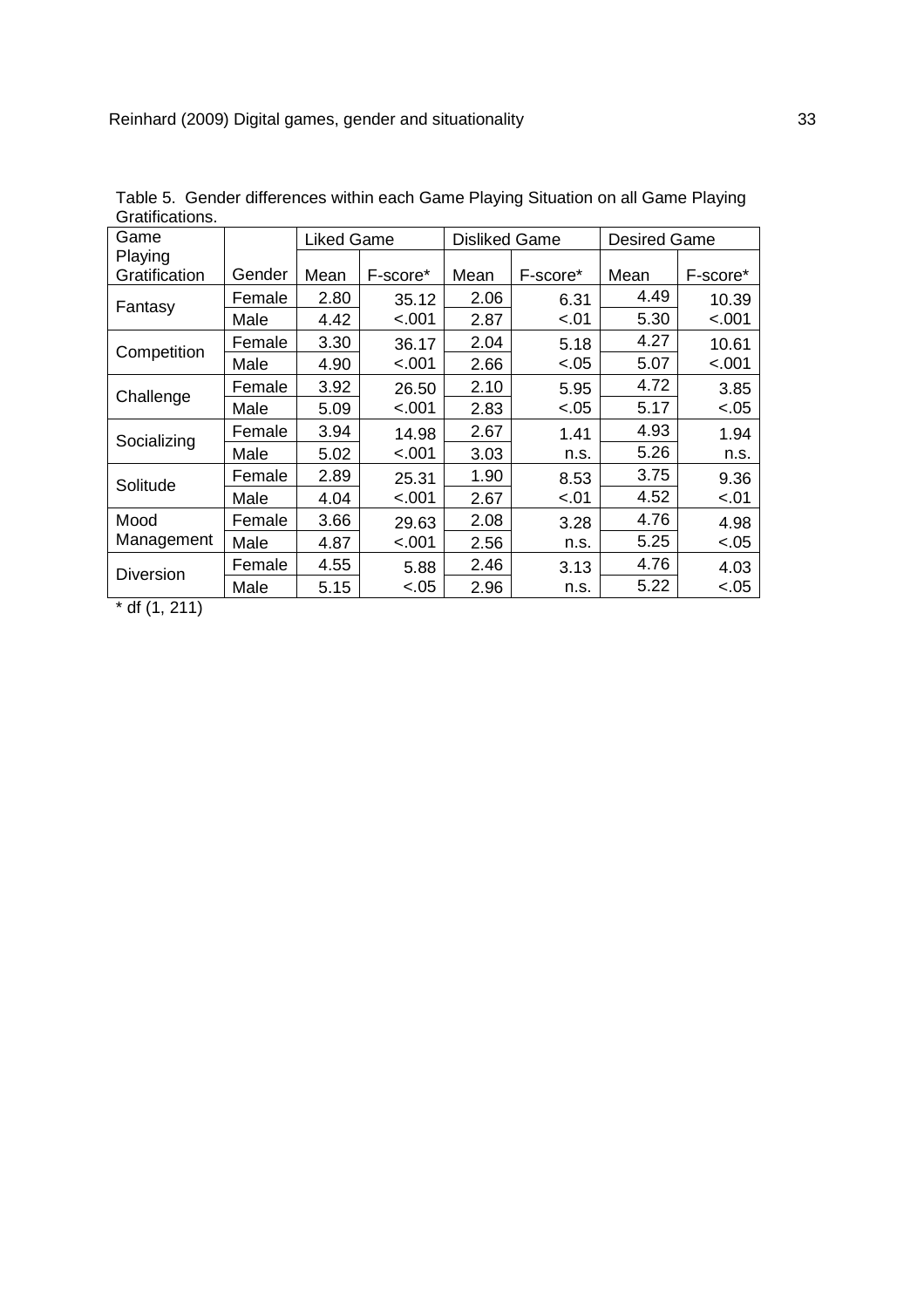Table 5. Gender differences within each Game Playing Situation on all Game Playing Gratifications.

| Game Playing Gratification | Gender | Liked Game | | Disliked Game | | Desired Game | |
|---|---|---|---|---|---|---|---|
| | | Mean | F-score* | Mean | F-score* | Mean | F-score* |
| Fantasy | Female | 2.80 | 35.12 | 2.06 | 6.31 | 4.49 | 10.39 |
| | Male | 4.42 | <.001 | 2.87 | <.01 | 5.30 | <.001 |
| Competition | Female | 3.30 | 36.17 | 2.04 | 5.18 | 4.27 | 10.61 |
| | Male | 4.90 | <.001 | 2.66 | <.05 | 5.07 | <.001 |
| Challenge | Female | 3.92 | 26.50 | 2.10 | 5.95 | 4.72 | 3.85 |
| | Male | 5.09 | <.001 | 2.83 | <.05 | 5.17 | <.05 |
| Socializing | Female | 3.94 | 14.98 | 2.67 | 1.41 | 4.93 | 1.94 |
| | Male | 5.02 | <.001 | 3.03 | n.s. | 5.26 | n.s. |
| Solitude | Female | 2.89 | 25.31 | 1.90 | 8.53 | 3.75 | 9.36 |
| | Male | 4.04 | <.001 | 2.67 | <.01 | 4.52 | <.01 |
| Mood Management | Female | 3.66 | 29.63 | 2.08 | 3.28 | 4.76 | 4.98 |
| | Male | 4.87 | <.001 | 2.56 | n.s. | 5.25 | <.05 |
| Diversion | Female | 4.55 | 5.88 | 2.46 | 3.13 | 4.76 | 4.03 |
| | Male | 5.15 | <.05 | 2.96 | n.s. | 5.22 | <.05 |

* df (1, 211)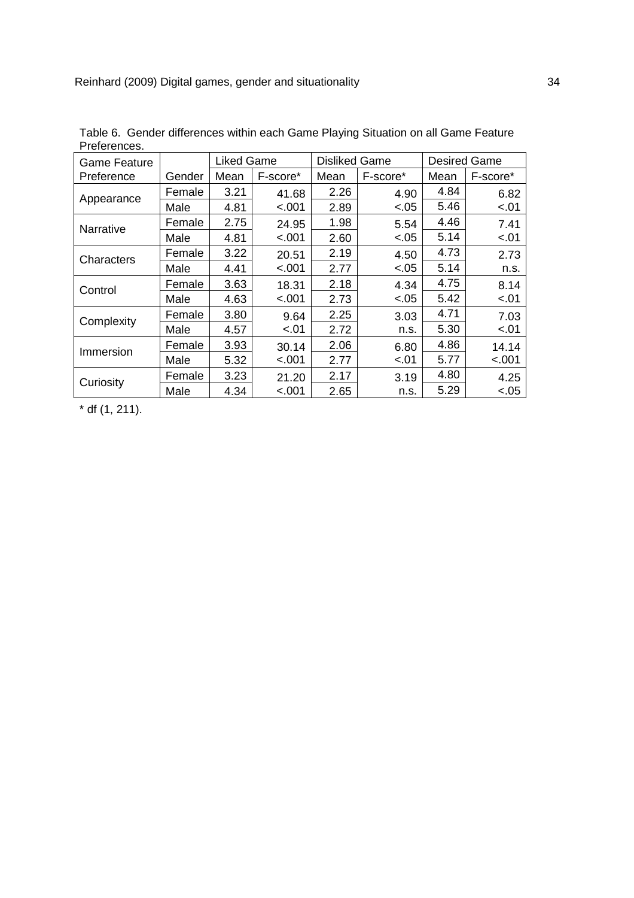Table 6. Gender differences within each Game Playing Situation on all Game Feature Preferences.

| Game Feature Preference | Gender | Liked Game | | Disliked Game | | Desired Game | |
|---|---|---|---|---|---|---|---|
| | | Mean | F-score* | Mean | F-score* | Mean | F-score* |
| Appearance | Female | 3.21 | 41.68 | 2.26 | 4.90 | 4.84 | 6.82 |
| | Male | 4.81 | <.001 | 2.89 | <.05 | 5.46 | <.01 |
| Narrative | Female | 2.75 | 24.95 | 1.98 | 5.54 | 4.46 | 7.41 |
| | Male | 4.81 | <.001 | 2.60 | <.05 | 5.14 | <.01 |
| Characters | Female | 3.22 | 20.51 | 2.19 | 4.50 | 4.73 | 2.73 |
| | Male | 4.41 | <.001 | 2.77 | <.05 | 5.14 | n.s. |
| Control | Female | 3.63 | 18.31 | 2.18 | 4.34 | 4.75 | 8.14 |
| | Male | 4.63 | <.001 | 2.73 | <.05 | 5.42 | <.01 |
| Complexity | Female | 3.80 | 9.64 | 2.25 | 3.03 | 4.71 | 7.03 |
| | Male | 4.57 | <.01 | 2.72 | n.s. | 5.30 | <.01 |
| Immersion | Female | 3.93 | 30.14 | 2.06 | 6.80 | 4.86 | 14.14 |
| | Male | 5.32 | <.001 | 2.77 | <.01 | 5.77 | <.001 |
| Curiosity | Female | 3.23 | 21.20 | 2.17 | 3.19 | 4.80 | 4.25 |
| | Male | 4.34 | <.001 | 2.65 | n.s. | 5.29 | <.05 |

* df (1, 211).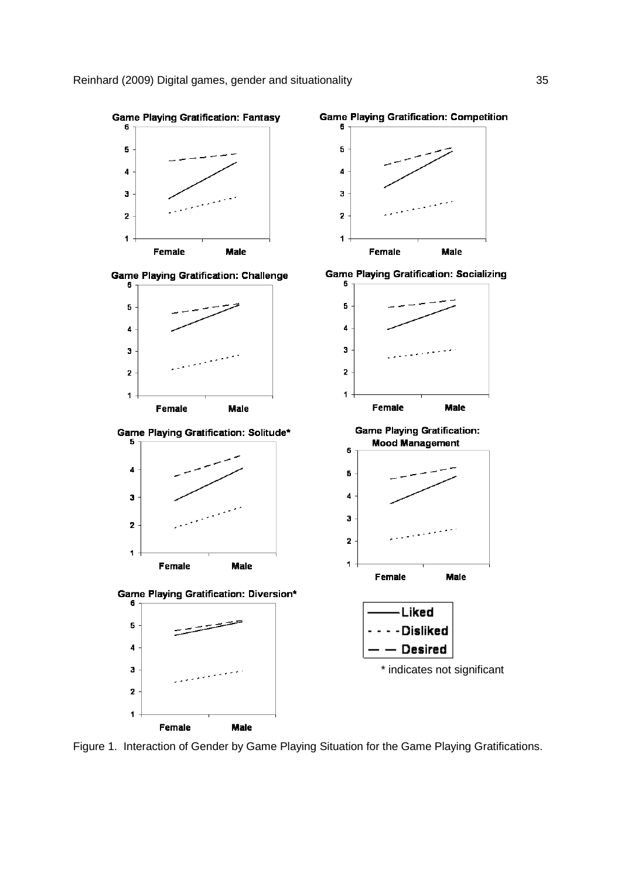Figure 1. Interaction of Gender by Game Playing Situation for the Game Playing Gratifications.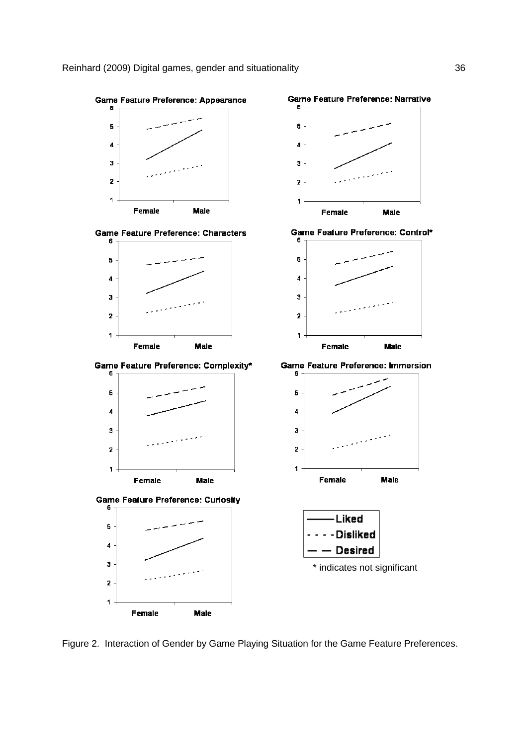Game Feature Preference: Appearance

6
5
4
3
2
1

Female
Male

Game Feature Preference: Narrative

6
5
4
3
2
1

Female
Male

Game Feature Preference: Characters

6
5
4
3
2
1

Female
Male

Game Feature Preference: Control*

6
5
4
3
2
1

Female
Male

Game Feature Preference: Complexity*

6
5
4
3
2
1

Female
Male

Game Feature Preference: Immersion

6
5
4
3
2
1

Female
Male

Game Feature Preference: Curiosity

6
5
4
3
2
1

Female
Male

Liked
Disliked
Desired

\* indicates not significant

Figure 2. Interaction of Gender by Game Playing Situation for the Game Feature Preferences.